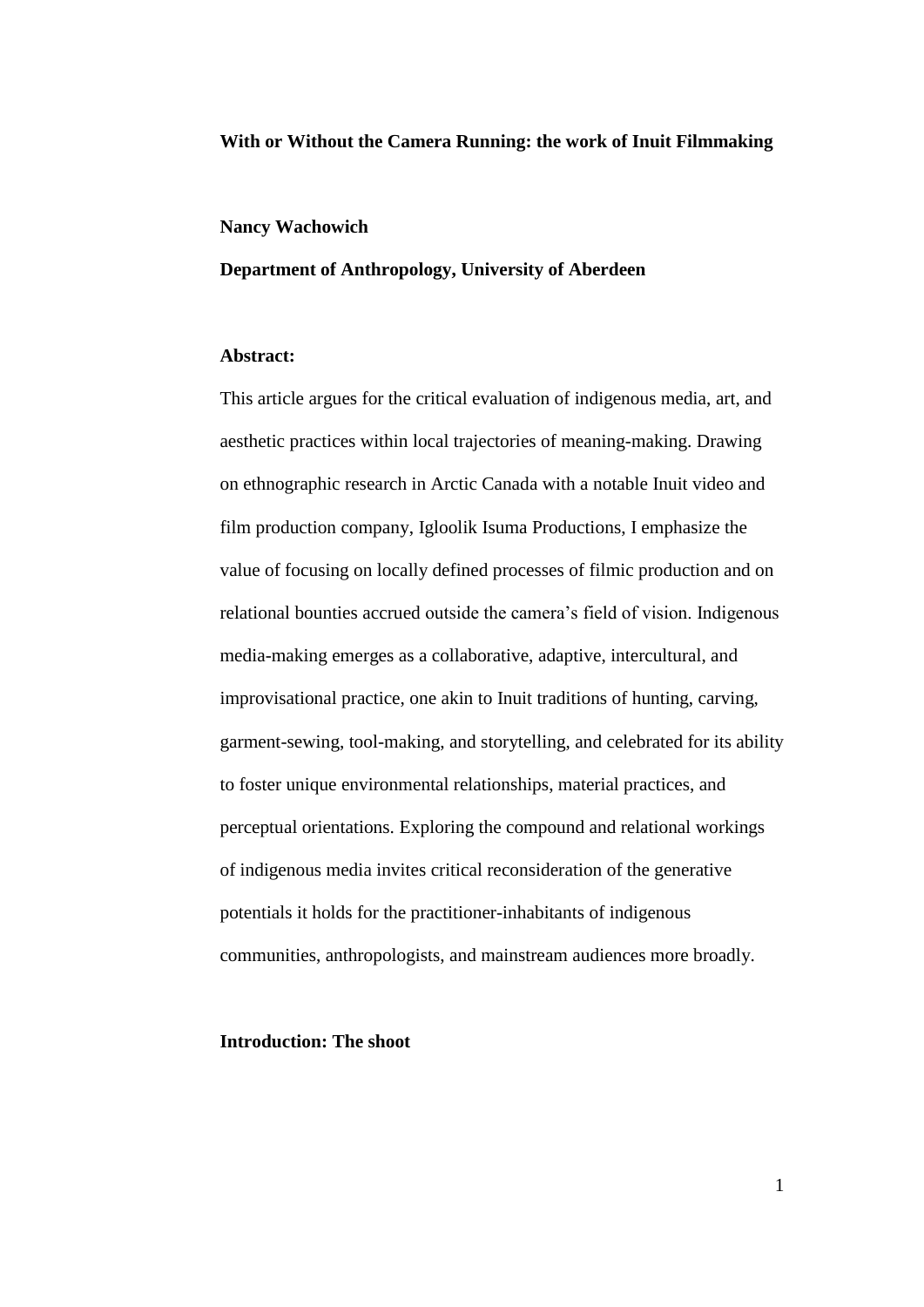# With or Without the Camera Running: the work of Inuit Filmmaking

**Nancy Wachowich**

**Department of Anthropology, University of Aberdeen**

**Abstract:**

This article argues for the critical evaluation of indigenous media, art, and aesthetic practices within local trajectories of meaning-making. Drawing on ethnographic research in Arctic Canada with a notable Inuit video and film production company, Igloolik Isuma Productions, I emphasize the value of focusing on locally defined processes of filmic production and on relational bounties accrued outside the camera's field of vision. Indigenous media-making emerges as a collaborative, adaptive, intercultural, and improvisational practice, one akin to Inuit traditions of hunting, carving, garment-sewing, tool-making, and storytelling, and celebrated for its ability to foster unique environmental relationships, material practices, and perceptual orientations. Exploring the compound and relational workings of indigenous media invites critical reconsideration of the generative potentials it holds for the practitioner-inhabitants of indigenous communities, anthropologists, and mainstream audiences more broadly.

## Introduction: The shoot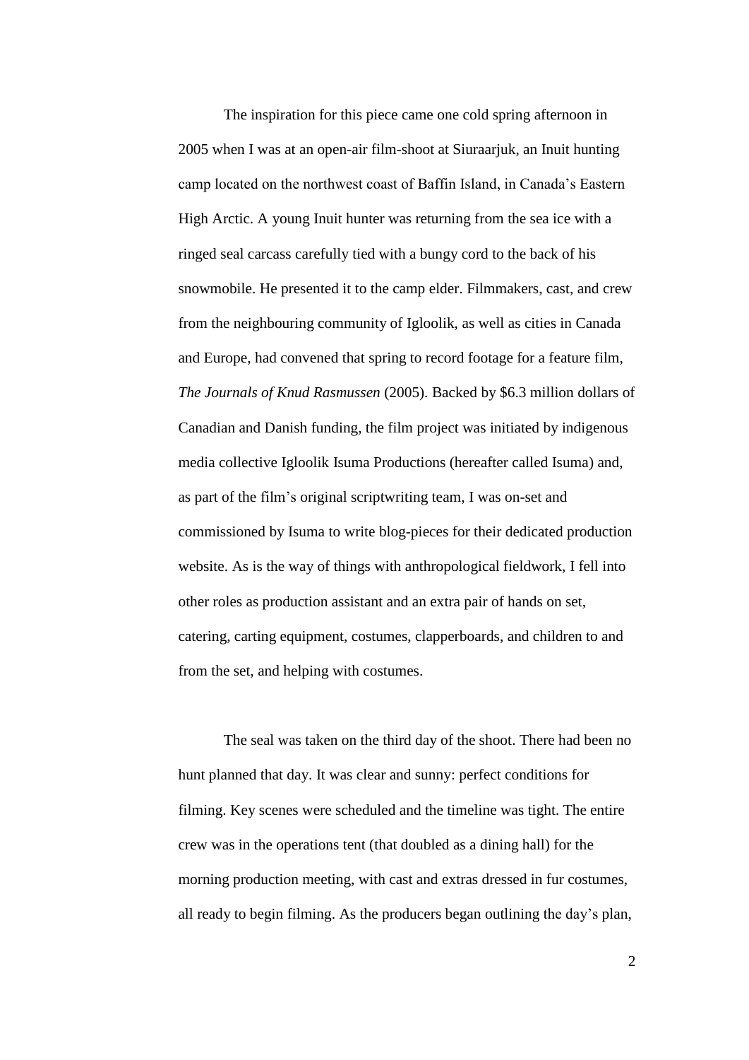The inspiration for this piece came one cold spring afternoon in 2005 when I was at an open-air film-shoot at Siuraarjuk, an Inuit hunting camp located on the northwest coast of Baffin Island, in Canada's Eastern High Arctic. A young Inuit hunter was returning from the sea ice with a ringed seal carcass carefully tied with a bungy cord to the back of his snowmobile. He presented it to the camp elder. Filmmakers, cast, and crew from the neighbouring community of Igloolik, as well as cities in Canada and Europe, had convened that spring to record footage for a feature film, *The Journals of Knud Rasmussen* (2005). Backed by \$6.3 million dollars of Canadian and Danish funding, the film project was initiated by indigenous media collective Igloolik Isuma Productions (hereafter called Isuma) and, as part of the film's original scriptwriting team, I was on-set and commissioned by Isuma to write blog-pieces for their dedicated production website. As is the way of things with anthropological fieldwork, I fell into other roles as production assistant and an extra pair of hands on set, catering, carting equipment, costumes, clapperboards, and children to and from the set, and helping with costumes.

The seal was taken on the third day of the shoot. There had been no hunt planned that day. It was clear and sunny: perfect conditions for filming. Key scenes were scheduled and the timeline was tight. The entire crew was in the operations tent (that doubled as a dining hall) for the morning production meeting, with cast and extras dressed in fur costumes, all ready to begin filming. As the producers began outlining the day's plan,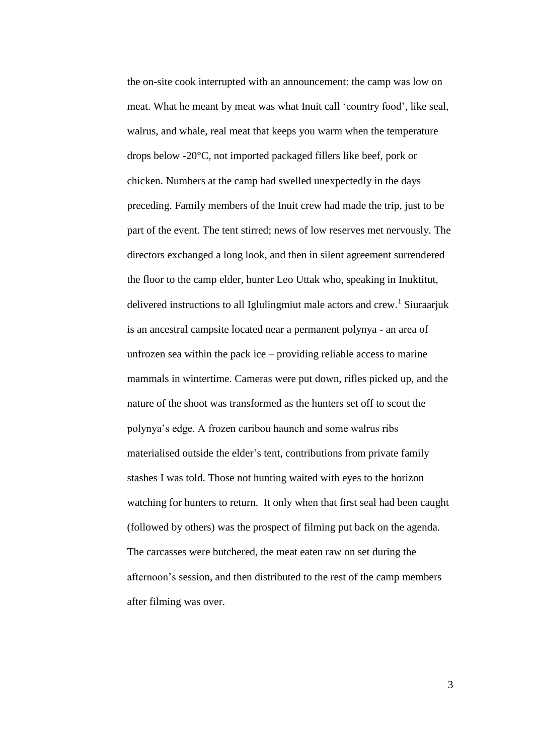the on-site cook interrupted with an announcement: the camp was low on meat. What he meant by meat was what Inuit call 'country food', like seal, walrus, and whale, real meat that keeps you warm when the temperature drops below -20°C, not imported packaged fillers like beef, pork or chicken. Numbers at the camp had swelled unexpectedly in the days preceding. Family members of the Inuit crew had made the trip, just to be part of the event. The tent stirred; news of low reserves met nervously. The directors exchanged a long look, and then in silent agreement surrendered the floor to the camp elder, hunter Leo Uttak who, speaking in Inuktitut, delivered instructions to all Iglulingmiut male actors and crew.[1] Siuraarjuk is an ancestral campsite located near a permanent polynya - an area of unfrozen sea within the pack ice – providing reliable access to marine mammals in wintertime. Cameras were put down, rifles picked up, and the nature of the shoot was transformed as the hunters set off to scout the polynya's edge. A frozen caribou haunch and some walrus ribs materialised outside the elder's tent, contributions from private family stashes I was told. Those not hunting waited with eyes to the horizon watching for hunters to return.  It only when that first seal had been caught (followed by others) was the prospect of filming put back on the agenda. The carcasses were butchered, the meat eaten raw on set during the afternoon's session, and then distributed to the rest of the camp members after filming was over.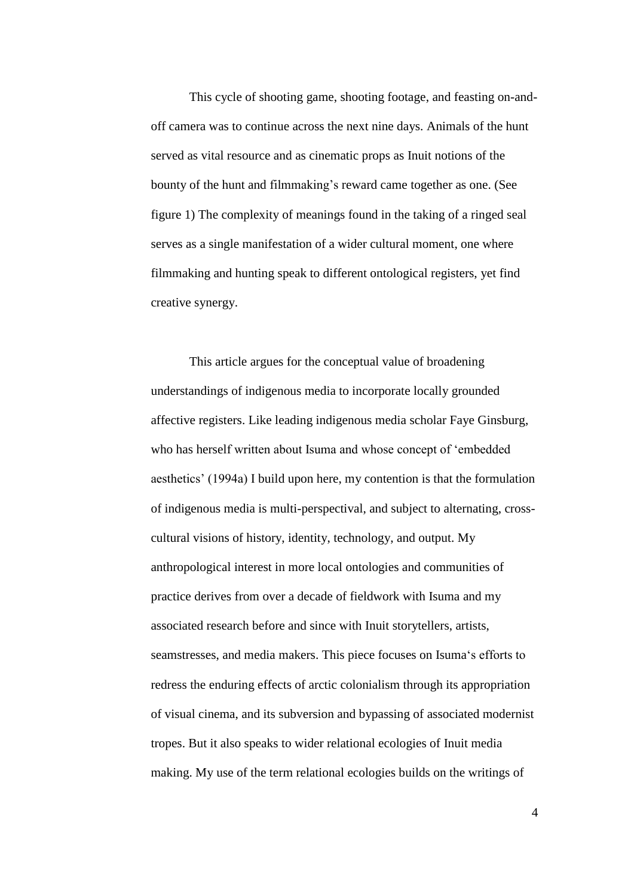This cycle of shooting game, shooting footage, and feasting on-and-off camera was to continue across the next nine days. Animals of the hunt served as vital resource and as cinematic props as Inuit notions of the bounty of the hunt and filmmaking's reward came together as one. (See figure 1) The complexity of meanings found in the taking of a ringed seal serves as a single manifestation of a wider cultural moment, one where filmmaking and hunting speak to different ontological registers, yet find creative synergy.

This article argues for the conceptual value of broadening understandings of indigenous media to incorporate locally grounded affective registers. Like leading indigenous media scholar Faye Ginsburg, who has herself written about Isuma and whose concept of 'embedded aesthetics' (1994a) I build upon here, my contention is that the formulation of indigenous media is multi-perspectival, and subject to alternating, cross-cultural visions of history, identity, technology, and output. My anthropological interest in more local ontologies and communities of practice derives from over a decade of fieldwork with Isuma and my associated research before and since with Inuit storytellers, artists, seamstresses, and media makers. This piece focuses on Isuma's efforts to redress the enduring effects of arctic colonialism through its appropriation of visual cinema, and its subversion and bypassing of associated modernist tropes. But it also speaks to wider relational ecologies of Inuit media making. My use of the term relational ecologies builds on the writings of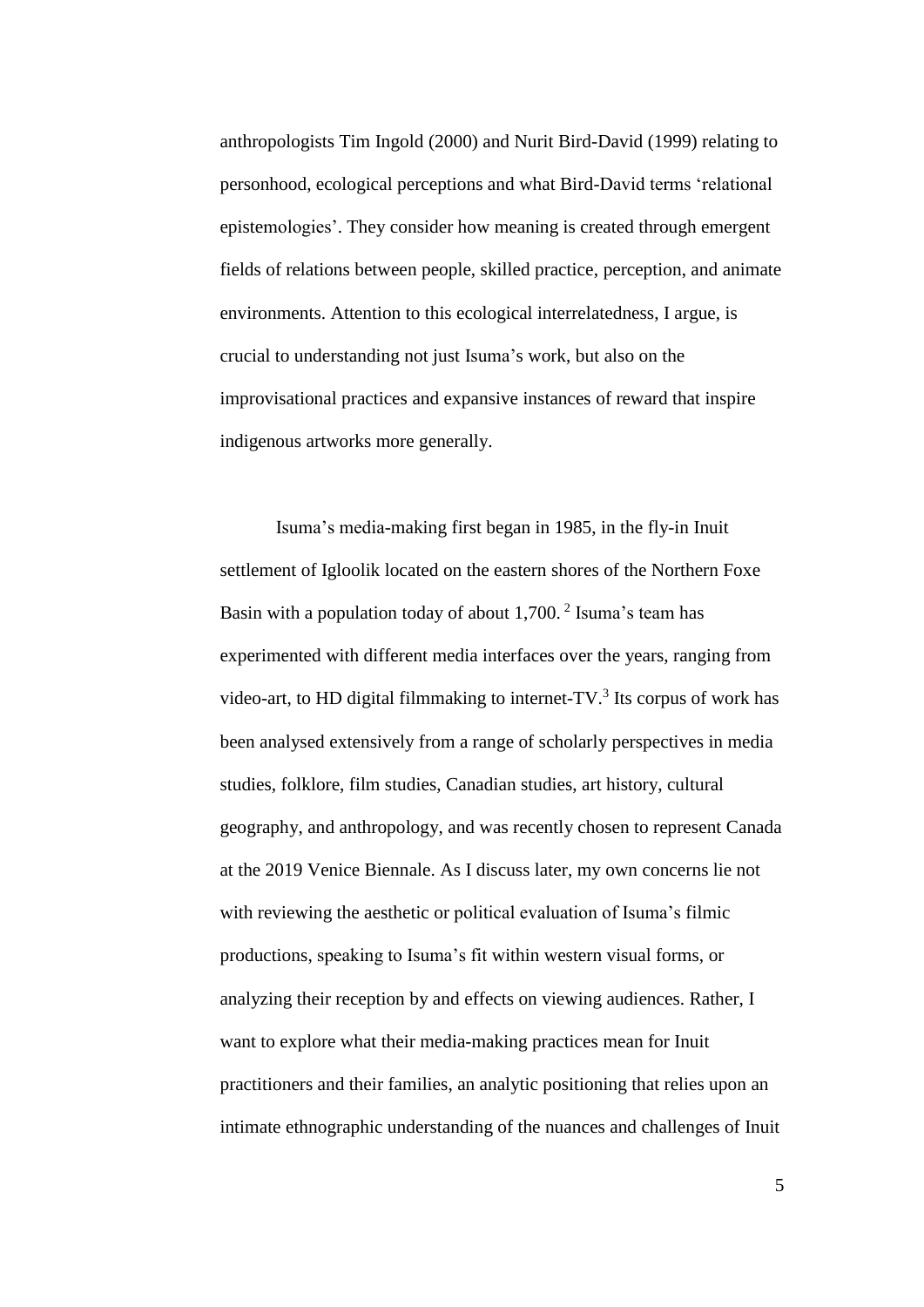anthropologists Tim Ingold (2000) and Nurit Bird-David (1999) relating to personhood, ecological perceptions and what Bird-David terms 'relational epistemologies'. They consider how meaning is created through emergent fields of relations between people, skilled practice, perception, and animate environments. Attention to this ecological interrelatedness, I argue, is crucial to understanding not just Isuma's work, but also on the improvisational practices and expansive instances of reward that inspire indigenous artworks more generally.

Isuma's media-making first began in 1985, in the fly-in Inuit settlement of Igloolik located on the eastern shores of the Northern Foxe Basin with a population today of about 1,700. [2] Isuma's team has experimented with different media interfaces over the years, ranging from video-art, to HD digital filmmaking to internet-TV.[3] Its corpus of work has been analysed extensively from a range of scholarly perspectives in media studies, folklore, film studies, Canadian studies, art history, cultural geography, and anthropology, and was recently chosen to represent Canada at the 2019 Venice Biennale. As I discuss later, my own concerns lie not with reviewing the aesthetic or political evaluation of Isuma's filmic productions, speaking to Isuma's fit within western visual forms, or analyzing their reception by and effects on viewing audiences. Rather, I want to explore what their media-making practices mean for Inuit practitioners and their families, an analytic positioning that relies upon an intimate ethnographic understanding of the nuances and challenges of Inuit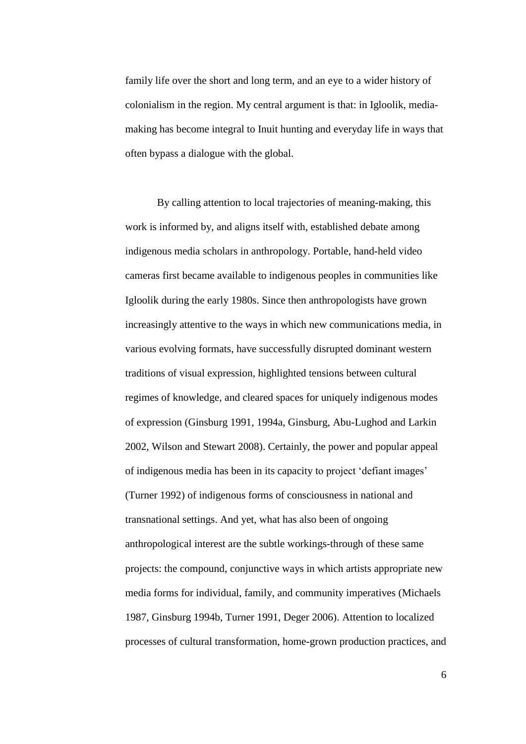family life over the short and long term, and an eye to a wider history of colonialism in the region. My central argument is that: in Igloolik, media-making has become integral to Inuit hunting and everyday life in ways that often bypass a dialogue with the global.

By calling attention to local trajectories of meaning-making, this work is informed by, and aligns itself with, established debate among indigenous media scholars in anthropology. Portable, hand-held video cameras first became available to indigenous peoples in communities like Igloolik during the early 1980s. Since then anthropologists have grown increasingly attentive to the ways in which new communications media, in various evolving formats, have successfully disrupted dominant western traditions of visual expression, highlighted tensions between cultural regimes of knowledge, and cleared spaces for uniquely indigenous modes of expression (Ginsburg 1991, 1994a, Ginsburg, Abu-Lughod and Larkin 2002, Wilson and Stewart 2008). Certainly, the power and popular appeal of indigenous media has been in its capacity to project 'defiant images' (Turner 1992) of indigenous forms of consciousness in national and transnational settings. And yet, what has also been of ongoing anthropological interest are the subtle workings-through of these same projects: the compound, conjunctive ways in which artists appropriate new media forms for individual, family, and community imperatives (Michaels 1987, Ginsburg 1994b, Turner 1991, Deger 2006). Attention to localized processes of cultural transformation, home-grown production practices, and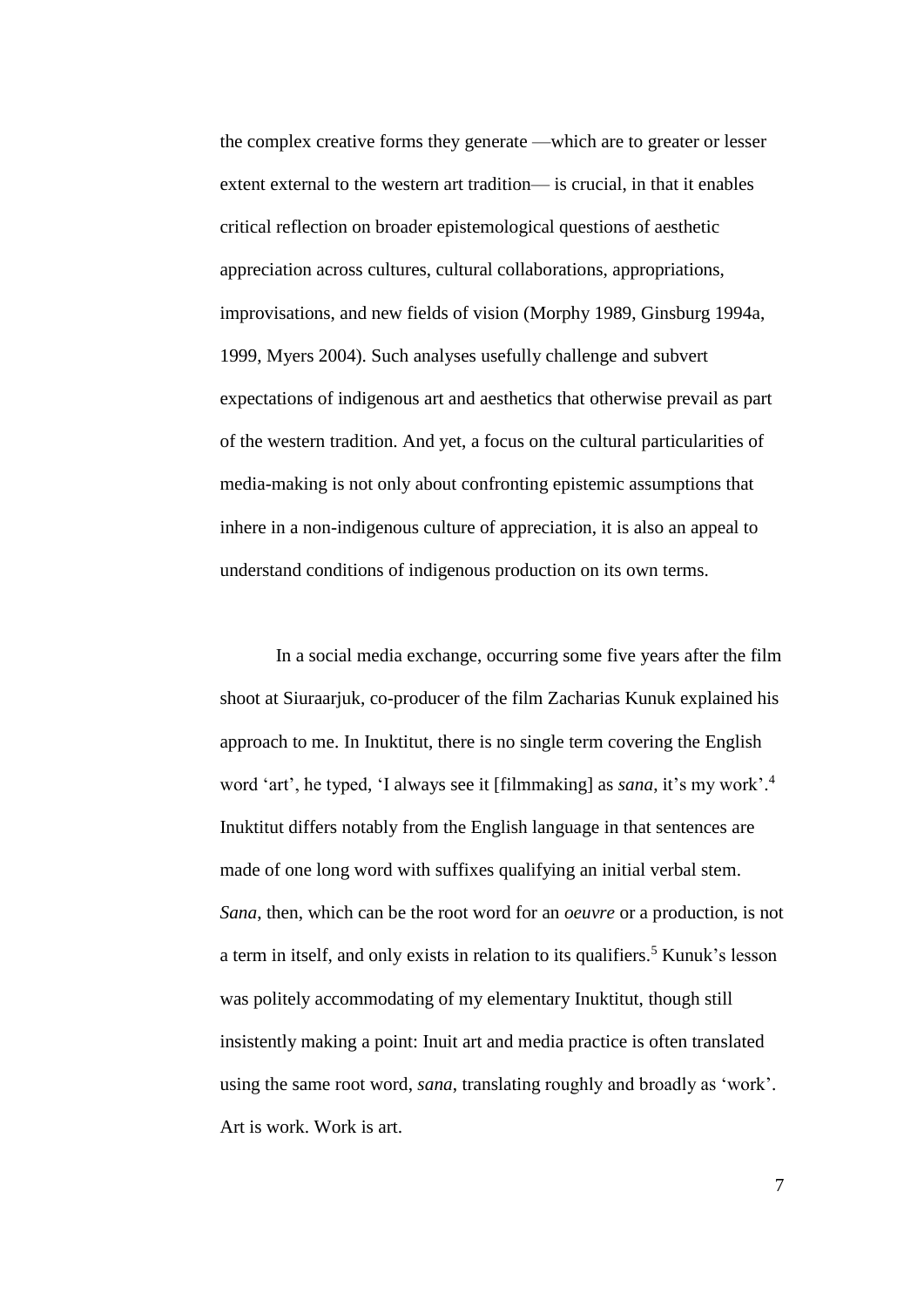the complex creative forms they generate —which are to greater or lesser extent external to the western art tradition— is crucial, in that it enables critical reflection on broader epistemological questions of aesthetic appreciation across cultures, cultural collaborations, appropriations, improvisations, and new fields of vision (Morphy 1989, Ginsburg 1994a, 1999, Myers 2004). Such analyses usefully challenge and subvert expectations of indigenous art and aesthetics that otherwise prevail as part of the western tradition. And yet, a focus on the cultural particularities of media-making is not only about confronting epistemic assumptions that inhere in a non-indigenous culture of appreciation, it is also an appeal to understand conditions of indigenous production on its own terms.

In a social media exchange, occurring some five years after the film shoot at Siuraarjuk, co-producer of the film Zacharias Kunuk explained his approach to me. In Inuktitut, there is no single term covering the English word 'art', he typed, 'I always see it [filmmaking] as *sana*, it's my work'.[4] Inuktitut differs notably from the English language in that sentences are made of one long word with suffixes qualifying an initial verbal stem. *Sana*, then, which can be the root word for an *oeuvre* or a production, is not a term in itself, and only exists in relation to its qualifiers.[5] Kunuk's lesson was politely accommodating of my elementary Inuktitut, though still insistently making a point: Inuit art and media practice is often translated using the same root word, *sana*, translating roughly and broadly as 'work'. Art is work. Work is art.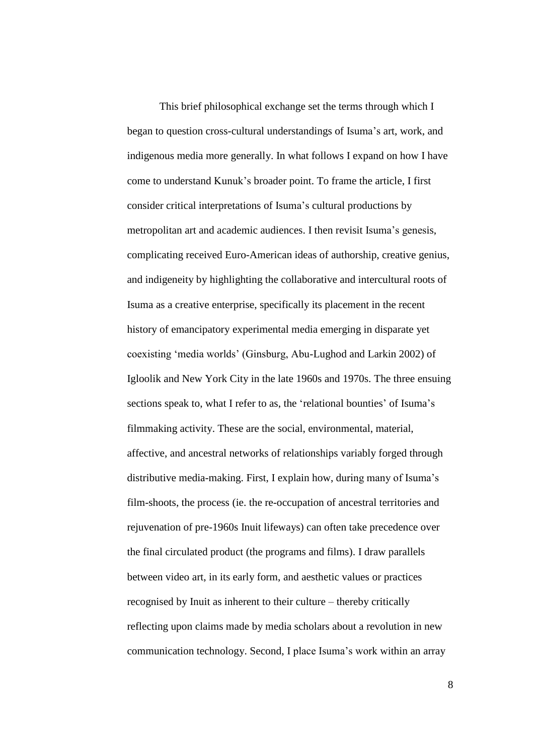This brief philosophical exchange set the terms through which I began to question cross-cultural understandings of Isuma's art, work, and indigenous media more generally. In what follows I expand on how I have come to understand Kunuk's broader point. To frame the article, I first consider critical interpretations of Isuma's cultural productions by metropolitan art and academic audiences. I then revisit Isuma's genesis, complicating received Euro-American ideas of authorship, creative genius, and indigeneity by highlighting the collaborative and intercultural roots of Isuma as a creative enterprise, specifically its placement in the recent history of emancipatory experimental media emerging in disparate yet coexisting 'media worlds' (Ginsburg, Abu-Lughod and Larkin 2002) of Igloolik and New York City in the late 1960s and 1970s. The three ensuing sections speak to, what I refer to as, the 'relational bounties' of Isuma's filmmaking activity. These are the social, environmental, material, affective, and ancestral networks of relationships variably forged through distributive media-making. First, I explain how, during many of Isuma's film-shoots, the process (ie. the re-occupation of ancestral territories and rejuvenation of pre-1960s Inuit lifeways) can often take precedence over the final circulated product (the programs and films). I draw parallels between video art, in its early form, and aesthetic values or practices recognised by Inuit as inherent to their culture – thereby critically reflecting upon claims made by media scholars about a revolution in new communication technology. Second, I place Isuma's work within an array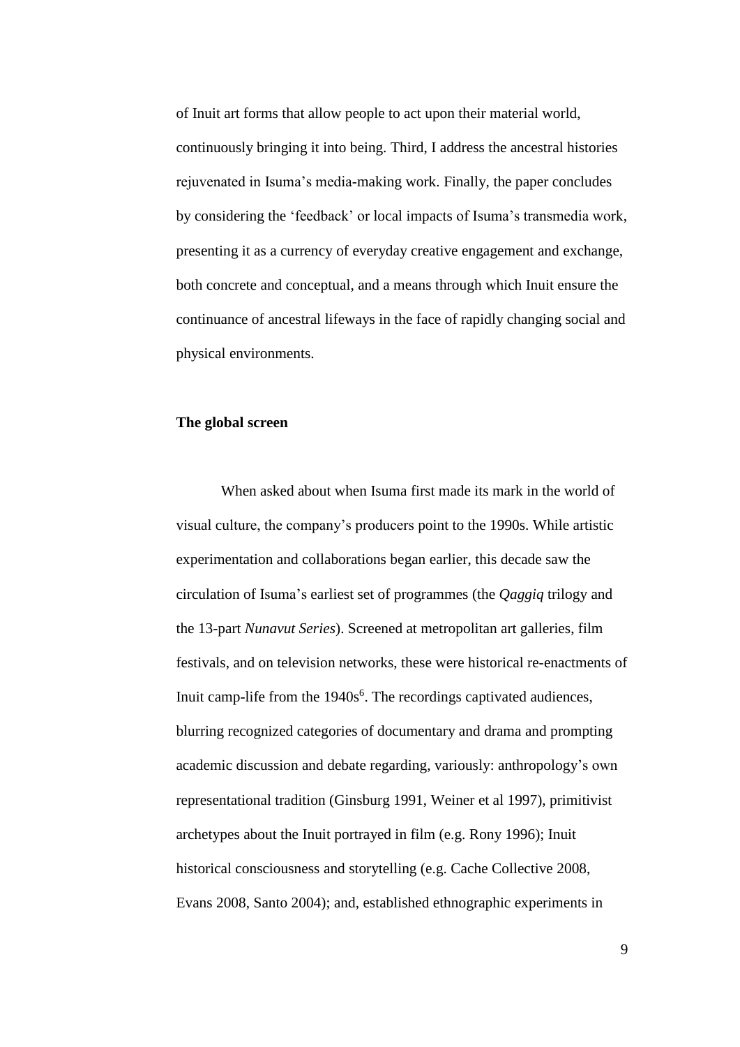of Inuit art forms that allow people to act upon their material world, continuously bringing it into being. Third, I address the ancestral histories rejuvenated in Isuma's media-making work. Finally, the paper concludes by considering the 'feedback' or local impacts of Isuma's transmedia work, presenting it as a currency of everyday creative engagement and exchange, both concrete and conceptual, and a means through which Inuit ensure the continuance of ancestral lifeways in the face of rapidly changing social and physical environments.

**The global screen**

When asked about when Isuma first made its mark in the world of visual culture, the company's producers point to the 1990s. While artistic experimentation and collaborations began earlier, this decade saw the circulation of Isuma's earliest set of programmes (the *Qaggiq* trilogy and the 13-part *Nunavut Series*). Screened at metropolitan art galleries, film festivals, and on television networks, these were historical re-enactments of Inuit camp-life from the 1940s[6]. The recordings captivated audiences, blurring recognized categories of documentary and drama and prompting academic discussion and debate regarding, variously: anthropology's own representational tradition (Ginsburg 1991, Weiner et al 1997), primitivist archetypes about the Inuit portrayed in film (e.g. Rony 1996); Inuit historical consciousness and storytelling (e.g. Cache Collective 2008, Evans 2008, Santo 2004); and, established ethnographic experiments in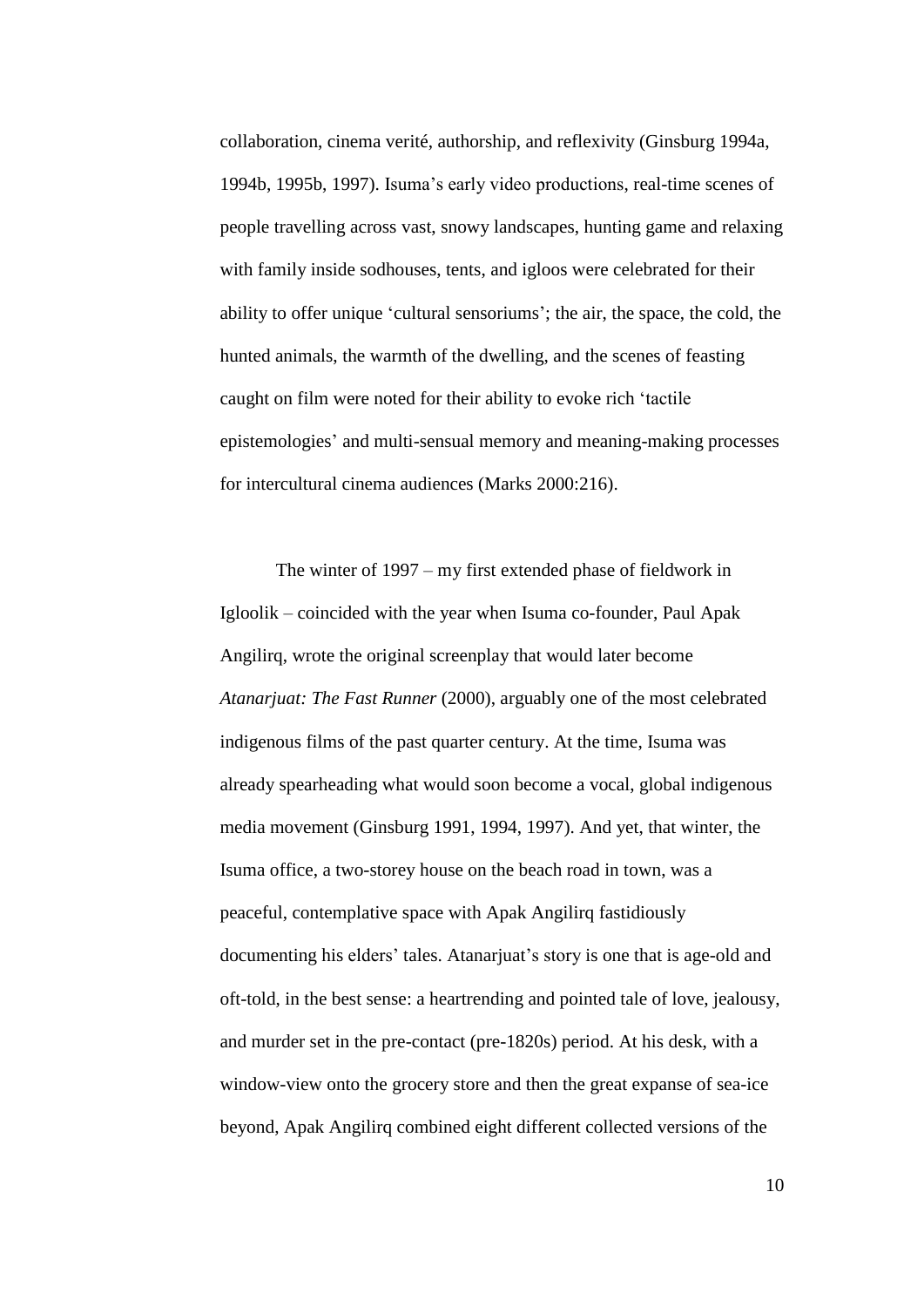collaboration, cinema verité, authorship, and reflexivity (Ginsburg 1994a, 1994b, 1995b, 1997). Isuma's early video productions, real-time scenes of people travelling across vast, snowy landscapes, hunting game and relaxing with family inside sodhouses, tents, and igloos were celebrated for their ability to offer unique 'cultural sensoriums'; the air, the space, the cold, the hunted animals, the warmth of the dwelling, and the scenes of feasting caught on film were noted for their ability to evoke rich 'tactile epistemologies' and multi-sensual memory and meaning-making processes for intercultural cinema audiences (Marks 2000:216).

The winter of 1997 – my first extended phase of fieldwork in Igloolik – coincided with the year when Isuma co-founder, Paul Apak Angilirq, wrote the original screenplay that would later become *Atanarjuat: The Fast Runner* (2000), arguably one of the most celebrated indigenous films of the past quarter century. At the time, Isuma was already spearheading what would soon become a vocal, global indigenous media movement (Ginsburg 1991, 1994, 1997). And yet, that winter, the Isuma office, a two-storey house on the beach road in town, was a peaceful, contemplative space with Apak Angilirq fastidiously documenting his elders' tales. Atanarjuat's story is one that is age-old and oft-told, in the best sense: a heartrending and pointed tale of love, jealousy, and murder set in the pre-contact (pre-1820s) period. At his desk, with a window-view onto the grocery store and then the great expanse of sea-ice beyond, Apak Angilirq combined eight different collected versions of the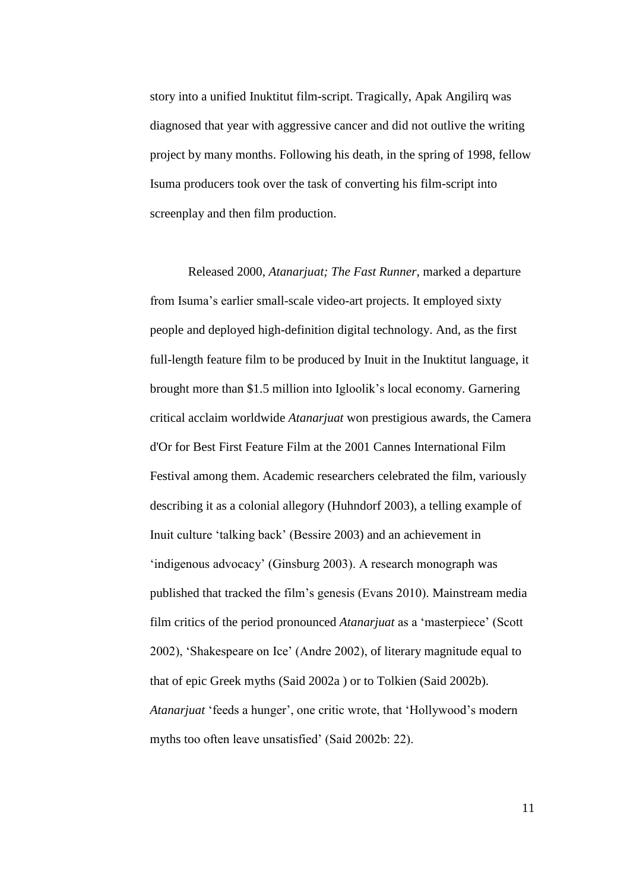story into a unified Inuktitut film-script. Tragically, Apak Angilirq was diagnosed that year with aggressive cancer and did not outlive the writing project by many months. Following his death, in the spring of 1998, fellow Isuma producers took over the task of converting his film-script into screenplay and then film production.

Released 2000, *Atanarjuat; The Fast Runner*, marked a departure from Isuma's earlier small-scale video-art projects. It employed sixty people and deployed high-definition digital technology. And, as the first full-length feature film to be produced by Inuit in the Inuktitut language, it brought more than $1.5 million into Igloolik's local economy. Garnering critical acclaim worldwide *Atanarjuat* won prestigious awards, the Camera d'Or for Best First Feature Film at the 2001 Cannes International Film Festival among them. Academic researchers celebrated the film, variously describing it as a colonial allegory (Huhndorf 2003), a telling example of Inuit culture 'talking back' (Bessire 2003) and an achievement in 'indigenous advocacy' (Ginsburg 2003). A research monograph was published that tracked the film's genesis (Evans 2010). Mainstream media film critics of the period pronounced *Atanarjuat* as a 'masterpiece' (Scott 2002), 'Shakespeare on Ice' (Andre 2002), of literary magnitude equal to that of epic Greek myths (Said 2002a ) or to Tolkien (Said 2002b). *Atanarjuat* 'feeds a hunger', one critic wrote, that 'Hollywood's modern myths too often leave unsatisfied' (Said 2002b: 22).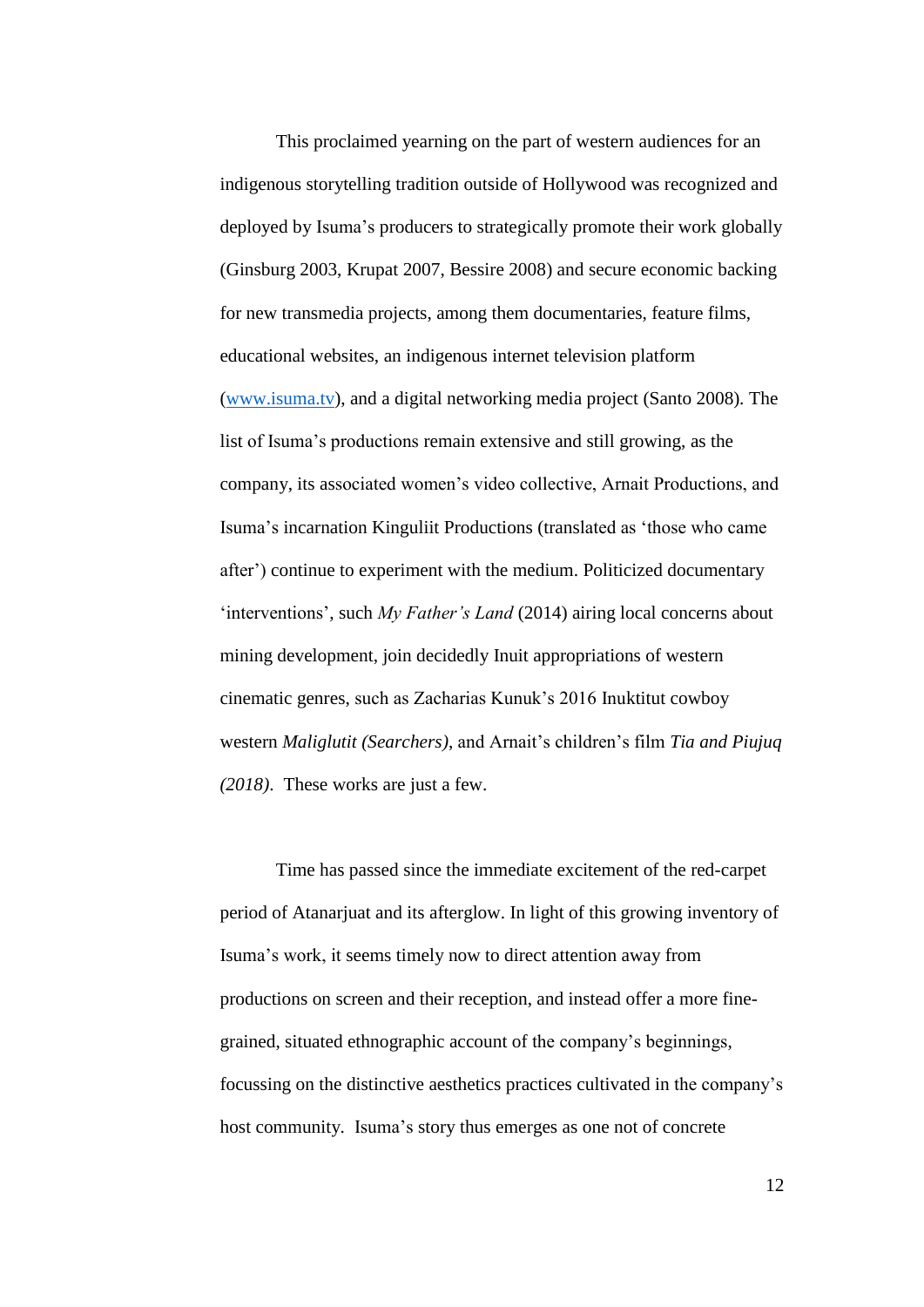This proclaimed yearning on the part of western audiences for an indigenous storytelling tradition outside of Hollywood was recognized and deployed by Isuma's producers to strategically promote their work globally (Ginsburg 2003, Krupat 2007, Bessire 2008) and secure economic backing for new transmedia projects, among them documentaries, feature films, educational websites, an indigenous internet television platform ([www.isuma.tv](www.isuma.tv)), and a digital networking media project (Santo 2008). The list of Isuma's productions remain extensive and still growing, as the company, its associated women's video collective, Arnait Productions, and Isuma's incarnation Kinguliit Productions (translated as 'those who came after') continue to experiment with the medium. Politicized documentary 'interventions', such *My Father's Land* (2014) airing local concerns about mining development, join decidedly Inuit appropriations of western cinematic genres, such as Zacharias Kunuk's 2016 Inuktitut cowboy western *Maliglutit (Searchers)*, and Arnait's children's film *Tia and Piujuq (2018)*. These works are just a few.

Time has passed since the immediate excitement of the red-carpet period of Atanarjuat and its afterglow. In light of this growing inventory of Isuma's work, it seems timely now to direct attention away from productions on screen and their reception, and instead offer a more fine-grained, situated ethnographic account of the company's beginnings, focussing on the distinctive aesthetics practices cultivated in the company's host community. Isuma's story thus emerges as one not of concrete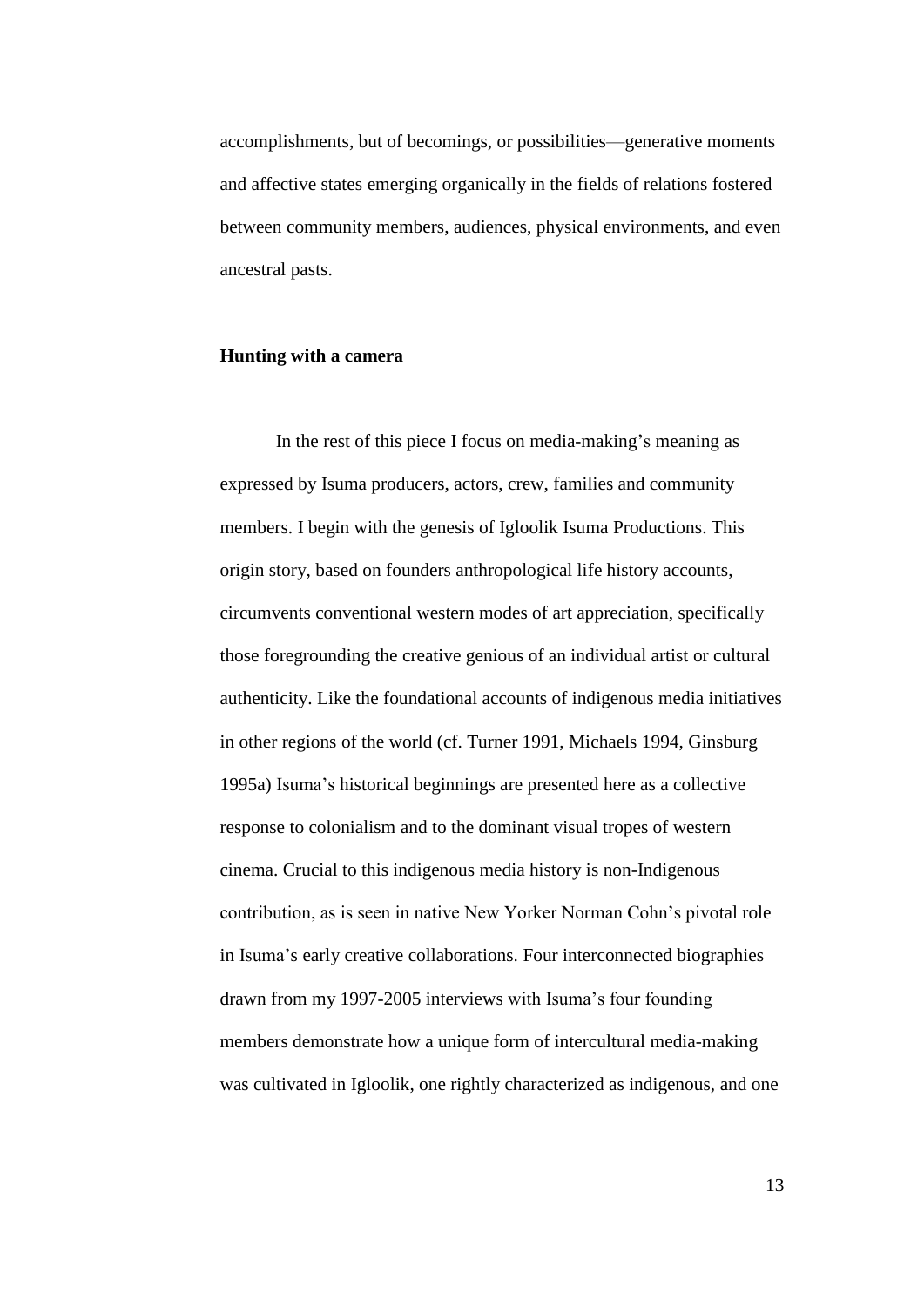accomplishments, but of becomings, or possibilities—generative moments and affective states emerging organically in the fields of relations fostered between community members, audiences, physical environments, and even ancestral pasts.

## Hunting with a camera

In the rest of this piece I focus on media-making's meaning as expressed by Isuma producers, actors, crew, families and community members. I begin with the genesis of Igloolik Isuma Productions. This origin story, based on founders anthropological life history accounts, circumvents conventional western modes of art appreciation, specifically those foregrounding the creative genious of an individual artist or cultural authenticity. Like the foundational accounts of indigenous media initiatives in other regions of the world (cf. Turner 1991, Michaels 1994, Ginsburg 1995a) Isuma's historical beginnings are presented here as a collective response to colonialism and to the dominant visual tropes of western cinema. Crucial to this indigenous media history is non-Indigenous contribution, as is seen in native New Yorker Norman Cohn's pivotal role in Isuma's early creative collaborations. Four interconnected biographies drawn from my 1997-2005 interviews with Isuma's four founding members demonstrate how a unique form of intercultural media-making was cultivated in Igloolik, one rightly characterized as indigenous, and one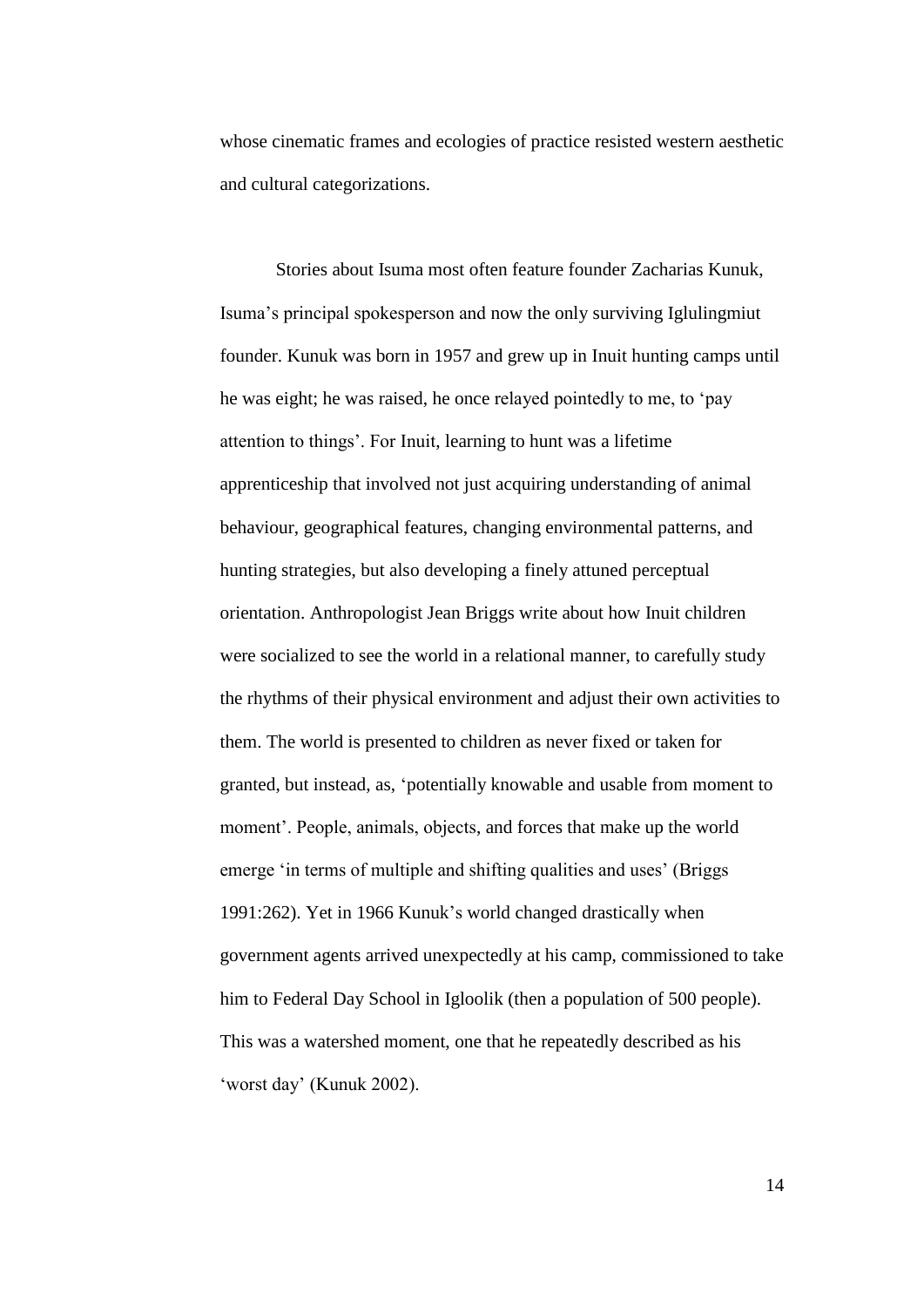whose cinematic frames and ecologies of practice resisted western aesthetic and cultural categorizations.

Stories about Isuma most often feature founder Zacharias Kunuk, Isuma's principal spokesperson and now the only surviving Iglulingmiut founder. Kunuk was born in 1957 and grew up in Inuit hunting camps until he was eight; he was raised, he once relayed pointedly to me, to 'pay attention to things'. For Inuit, learning to hunt was a lifetime apprenticeship that involved not just acquiring understanding of animal behaviour, geographical features, changing environmental patterns, and hunting strategies, but also developing a finely attuned perceptual orientation. Anthropologist Jean Briggs write about how Inuit children were socialized to see the world in a relational manner, to carefully study the rhythms of their physical environment and adjust their own activities to them. The world is presented to children as never fixed or taken for granted, but instead, as, 'potentially knowable and usable from moment to moment'. People, animals, objects, and forces that make up the world emerge 'in terms of multiple and shifting qualities and uses' (Briggs 1991:262). Yet in 1966 Kunuk's world changed drastically when government agents arrived unexpectedly at his camp, commissioned to take him to Federal Day School in Igloolik (then a population of 500 people). This was a watershed moment, one that he repeatedly described as his 'worst day' (Kunuk 2002).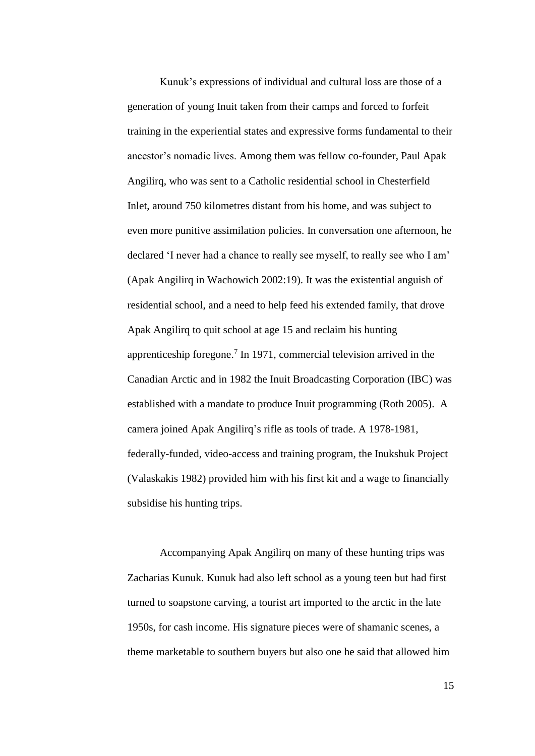Kunuk's expressions of individual and cultural loss are those of a generation of young Inuit taken from their camps and forced to forfeit training in the experiential states and expressive forms fundamental to their ancestor's nomadic lives. Among them was fellow co-founder, Paul Apak Angilirq, who was sent to a Catholic residential school in Chesterfield Inlet, around 750 kilometres distant from his home, and was subject to even more punitive assimilation policies. In conversation one afternoon, he declared 'I never had a chance to really see myself, to really see who I am' (Apak Angilirq in Wachowich 2002:19). It was the existential anguish of residential school, and a need to help feed his extended family, that drove Apak Angilirq to quit school at age 15 and reclaim his hunting apprenticeship foregone.[7] In 1971, commercial television arrived in the Canadian Arctic and in 1982 the Inuit Broadcasting Corporation (IBC) was established with a mandate to produce Inuit programming (Roth 2005). A camera joined Apak Angilirq's rifle as tools of trade. A 1978-1981, federally-funded, video-access and training program, the Inukshuk Project (Valaskakis 1982) provided him with his first kit and a wage to financially subsidise his hunting trips.

Accompanying Apak Angilirq on many of these hunting trips was Zacharias Kunuk. Kunuk had also left school as a young teen but had first turned to soapstone carving, a tourist art imported to the arctic in the late 1950s, for cash income. His signature pieces were of shamanic scenes, a theme marketable to southern buyers but also one he said that allowed him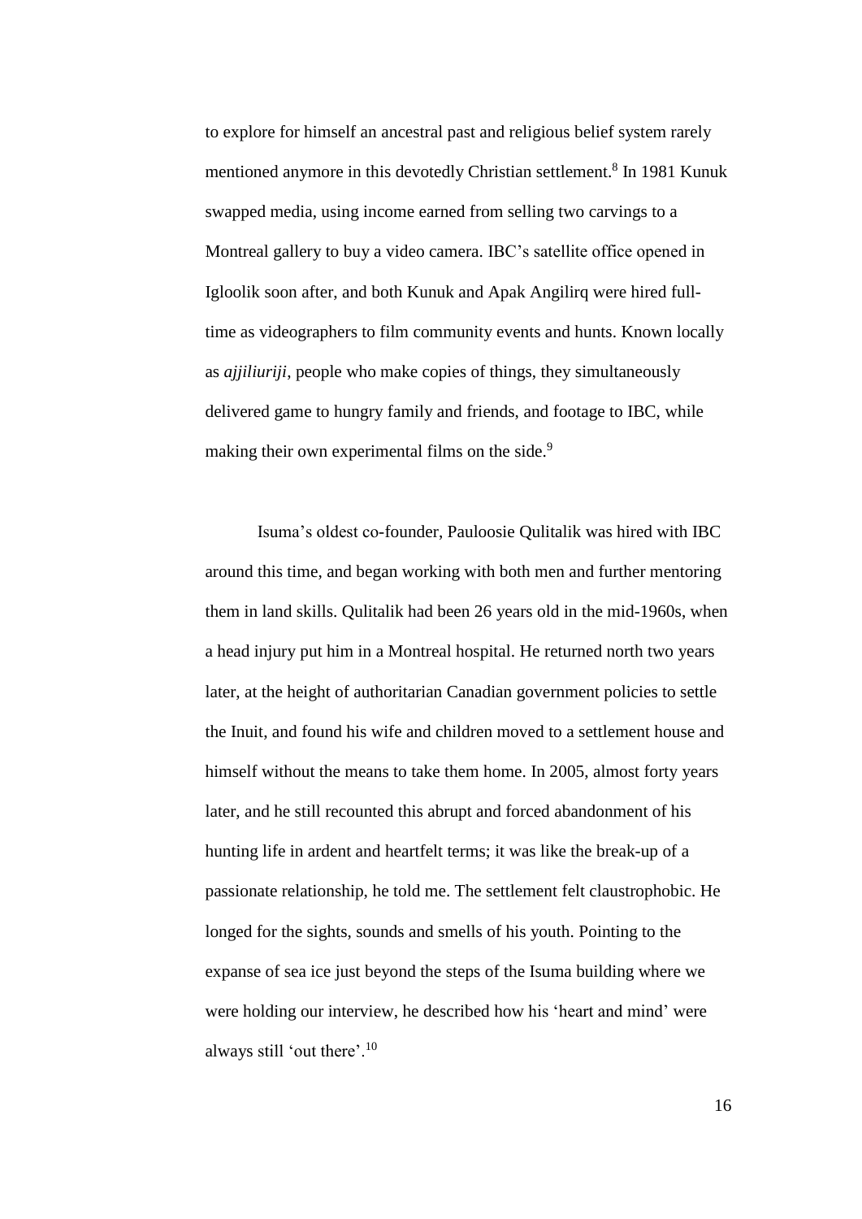to explore for himself an ancestral past and religious belief system rarely mentioned anymore in this devotedly Christian settlement.[8] In 1981 Kunuk swapped media, using income earned from selling two carvings to a Montreal gallery to buy a video camera. IBC's satellite office opened in Igloolik soon after, and both Kunuk and Apak Angilirq were hired full-time as videographers to film community events and hunts. Known locally as *ajjiliuriji*, people who make copies of things, they simultaneously delivered game to hungry family and friends, and footage to IBC, while making their own experimental films on the side.[9]

Isuma's oldest co-founder, Pauloosie Qulitalik was hired with IBC around this time, and began working with both men and further mentoring them in land skills. Qulitalik had been 26 years old in the mid-1960s, when a head injury put him in a Montreal hospital. He returned north two years later, at the height of authoritarian Canadian government policies to settle the Inuit, and found his wife and children moved to a settlement house and himself without the means to take them home. In 2005, almost forty years later, and he still recounted this abrupt and forced abandonment of his hunting life in ardent and heartfelt terms; it was like the break-up of a passionate relationship, he told me. The settlement felt claustrophobic. He longed for the sights, sounds and smells of his youth. Pointing to the expanse of sea ice just beyond the steps of the Isuma building where we were holding our interview, he described how his 'heart and mind' were always still 'out there'.[10]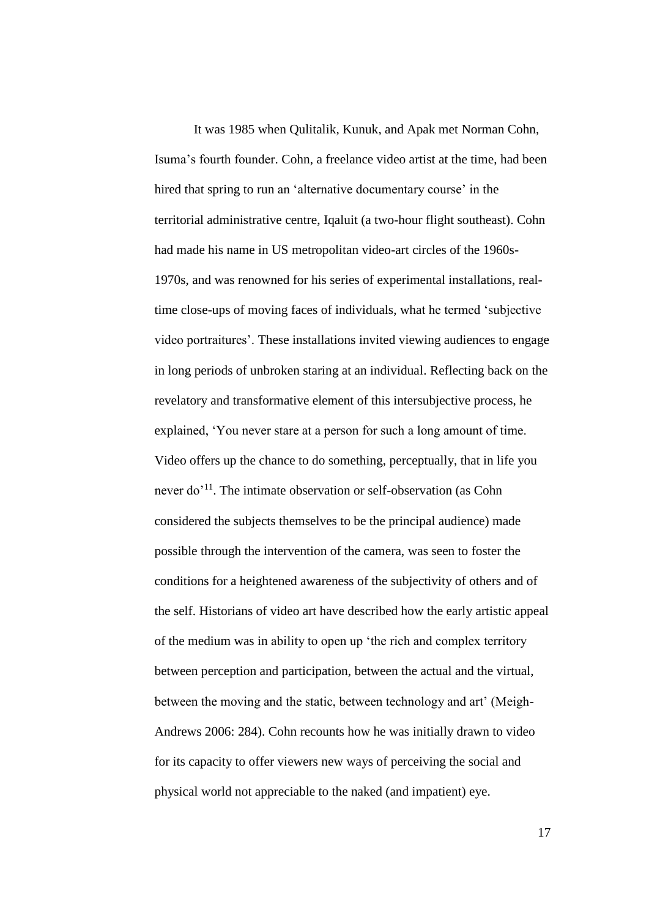It was 1985 when Qulitalik, Kunuk, and Apak met Norman Cohn, Isuma's fourth founder. Cohn, a freelance video artist at the time, had been hired that spring to run an 'alternative documentary course' in the territorial administrative centre, Iqaluit (a two-hour flight southeast). Cohn had made his name in US metropolitan video-art circles of the 1960s-1970s, and was renowned for his series of experimental installations, real-time close-ups of moving faces of individuals, what he termed 'subjective video portraitures'. These installations invited viewing audiences to engage in long periods of unbroken staring at an individual. Reflecting back on the revelatory and transformative element of this intersubjective process, he explained, 'You never stare at a person for such a long amount of time. Video offers up the chance to do something, perceptually, that in life you never do'[11]. The intimate observation or self-observation (as Cohn considered the subjects themselves to be the principal audience) made possible through the intervention of the camera, was seen to foster the conditions for a heightened awareness of the subjectivity of others and of the self. Historians of video art have described how the early artistic appeal of the medium was in ability to open up 'the rich and complex territory between perception and participation, between the actual and the virtual, between the moving and the static, between technology and art' (Meigh-Andrews 2006: 284). Cohn recounts how he was initially drawn to video for its capacity to offer viewers new ways of perceiving the social and physical world not appreciable to the naked (and impatient) eye.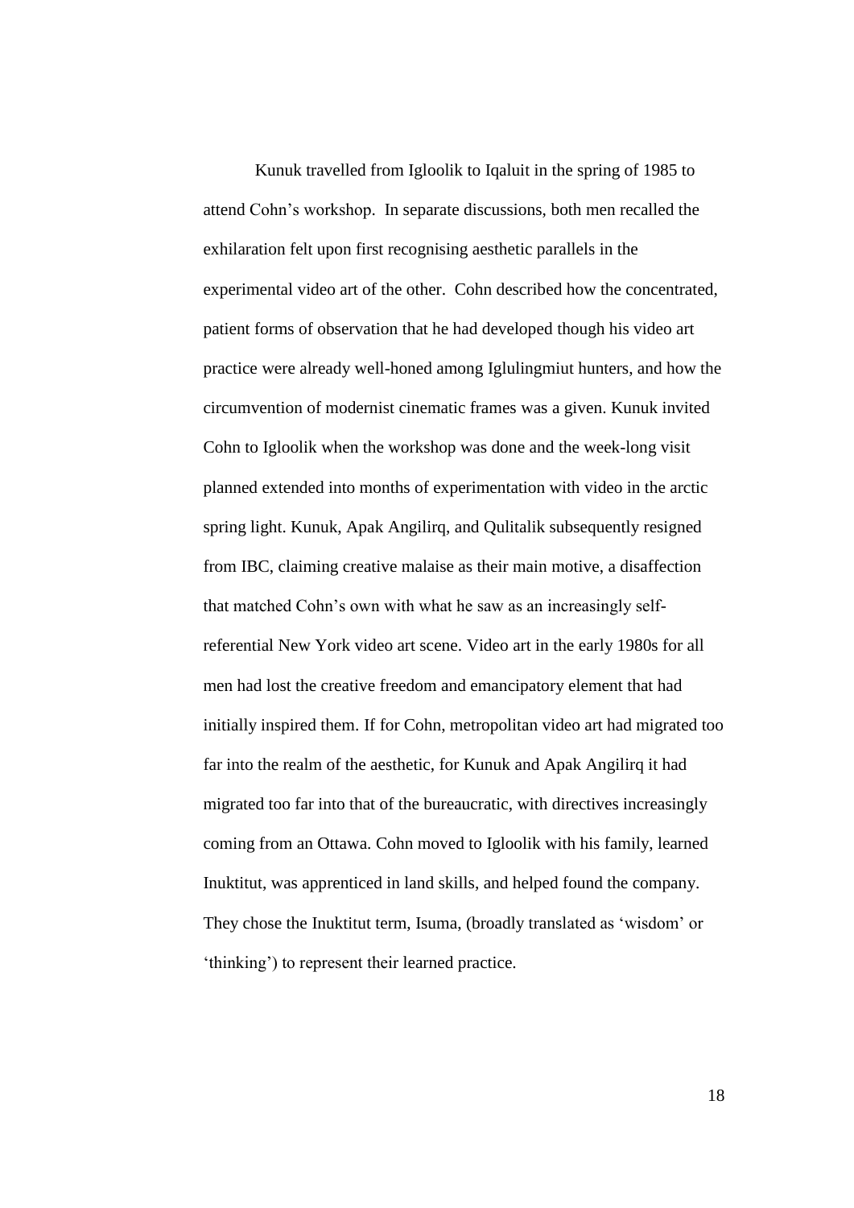Kunuk travelled from Igloolik to Iqaluit in the spring of 1985 to attend Cohn's workshop. In separate discussions, both men recalled the exhilaration felt upon first recognising aesthetic parallels in the experimental video art of the other. Cohn described how the concentrated, patient forms of observation that he had developed though his video art practice were already well-honed among Iglulingmiut hunters, and how the circumvention of modernist cinematic frames was a given. Kunuk invited Cohn to Igloolik when the workshop was done and the week-long visit planned extended into months of experimentation with video in the arctic spring light. Kunuk, Apak Angilirq, and Qulitalik subsequently resigned from IBC, claiming creative malaise as their main motive, a disaffection that matched Cohn's own with what he saw as an increasingly self-referential New York video art scene. Video art in the early 1980s for all men had lost the creative freedom and emancipatory element that had initially inspired them. If for Cohn, metropolitan video art had migrated too far into the realm of the aesthetic, for Kunuk and Apak Angilirq it had migrated too far into that of the bureaucratic, with directives increasingly coming from an Ottawa. Cohn moved to Igloolik with his family, learned Inuktitut, was apprenticed in land skills, and helped found the company. They chose the Inuktitut term, Isuma, (broadly translated as 'wisdom' or 'thinking') to represent their learned practice.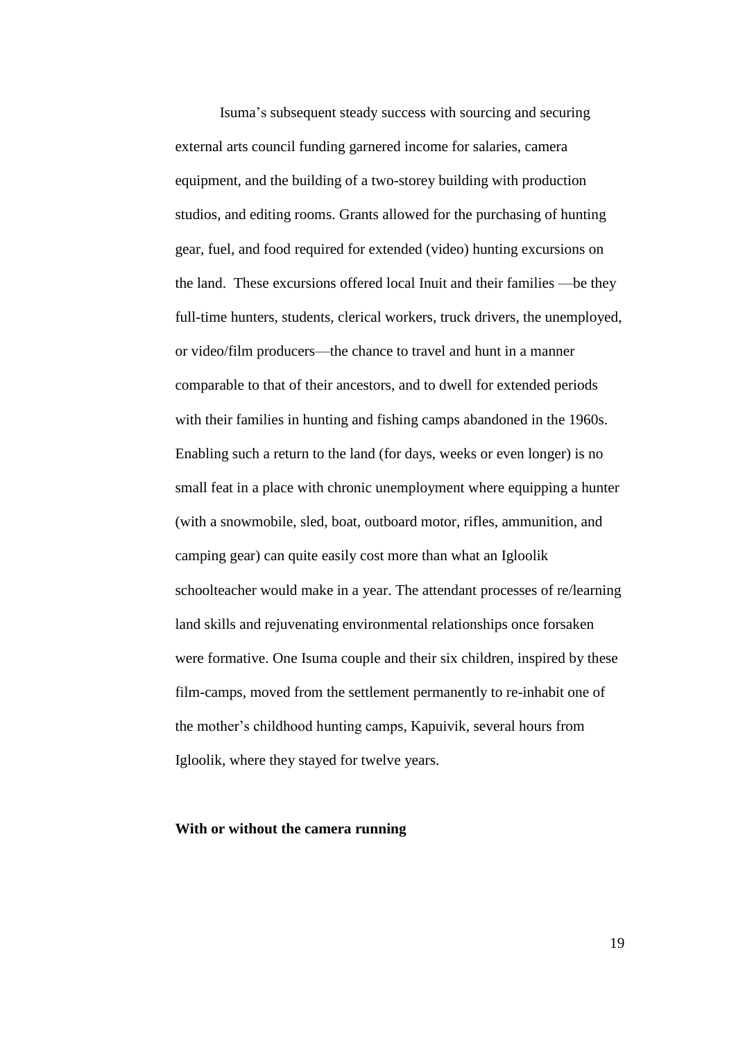Isuma's subsequent steady success with sourcing and securing external arts council funding garnered income for salaries, camera equipment, and the building of a two-storey building with production studios, and editing rooms. Grants allowed for the purchasing of hunting gear, fuel, and food required for extended (video) hunting excursions on the land. These excursions offered local Inuit and their families —be they full-time hunters, students, clerical workers, truck drivers, the unemployed, or video/film producers—the chance to travel and hunt in a manner comparable to that of their ancestors, and to dwell for extended periods with their families in hunting and fishing camps abandoned in the 1960s. Enabling such a return to the land (for days, weeks or even longer) is no small feat in a place with chronic unemployment where equipping a hunter (with a snowmobile, sled, boat, outboard motor, rifles, ammunition, and camping gear) can quite easily cost more than what an Igloolik schoolteacher would make in a year. The attendant processes of re/learning land skills and rejuvenating environmental relationships once forsaken were formative. One Isuma couple and their six children, inspired by these film-camps, moved from the settlement permanently to re-inhabit one of the mother's childhood hunting camps, Kapuivik, several hours from Igloolik, where they stayed for twelve years.

**With or without the camera running**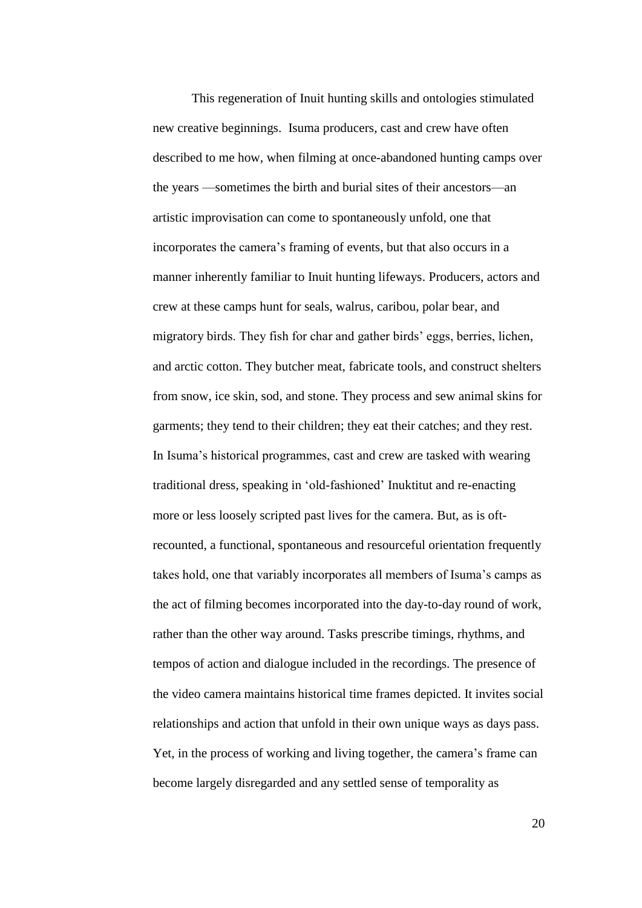This regeneration of Inuit hunting skills and ontologies stimulated new creative beginnings. Isuma producers, cast and crew have often described to me how, when filming at once-abandoned hunting camps over the years —sometimes the birth and burial sites of their ancestors—an artistic improvisation can come to spontaneously unfold, one that incorporates the camera's framing of events, but that also occurs in a manner inherently familiar to Inuit hunting lifeways. Producers, actors and crew at these camps hunt for seals, walrus, caribou, polar bear, and migratory birds. They fish for char and gather birds' eggs, berries, lichen, and arctic cotton. They butcher meat, fabricate tools, and construct shelters from snow, ice skin, sod, and stone. They process and sew animal skins for garments; they tend to their children; they eat their catches; and they rest. In Isuma's historical programmes, cast and crew are tasked with wearing traditional dress, speaking in 'old-fashioned' Inuktitut and re-enacting more or less loosely scripted past lives for the camera. But, as is oft-recounted, a functional, spontaneous and resourceful orientation frequently takes hold, one that variably incorporates all members of Isuma's camps as the act of filming becomes incorporated into the day-to-day round of work, rather than the other way around. Tasks prescribe timings, rhythms, and tempos of action and dialogue included in the recordings. The presence of the video camera maintains historical time frames depicted. It invites social relationships and action that unfold in their own unique ways as days pass. Yet, in the process of working and living together, the camera's frame can become largely disregarded and any settled sense of temporality as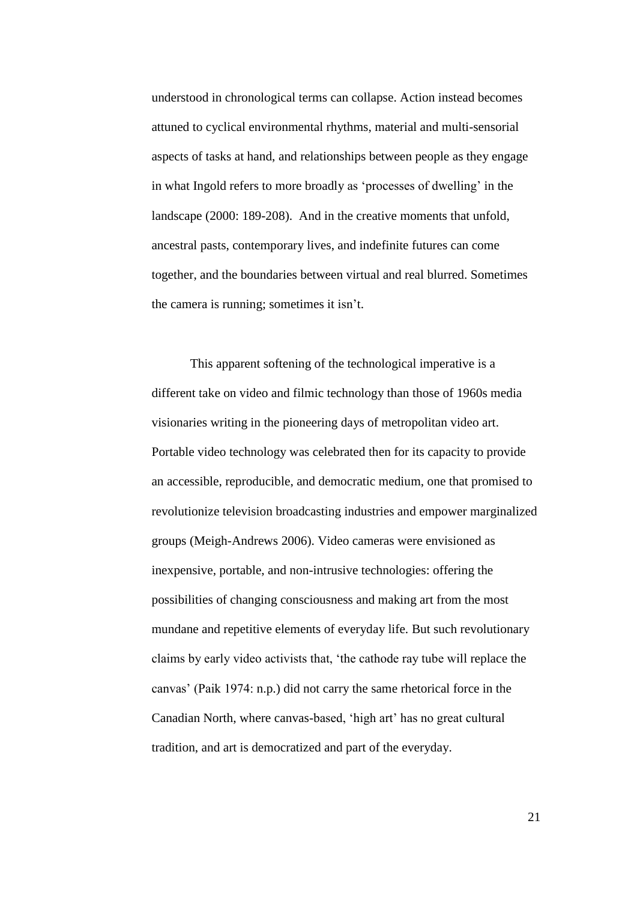understood in chronological terms can collapse. Action instead becomes attuned to cyclical environmental rhythms, material and multi-sensorial aspects of tasks at hand, and relationships between people as they engage in what Ingold refers to more broadly as 'processes of dwelling' in the landscape (2000: 189-208). And in the creative moments that unfold, ancestral pasts, contemporary lives, and indefinite futures can come together, and the boundaries between virtual and real blurred. Sometimes the camera is running; sometimes it isn't.

This apparent softening of the technological imperative is a different take on video and filmic technology than those of 1960s media visionaries writing in the pioneering days of metropolitan video art. Portable video technology was celebrated then for its capacity to provide an accessible, reproducible, and democratic medium, one that promised to revolutionize television broadcasting industries and empower marginalized groups (Meigh-Andrews 2006). Video cameras were envisioned as inexpensive, portable, and non-intrusive technologies: offering the possibilities of changing consciousness and making art from the most mundane and repetitive elements of everyday life. But such revolutionary claims by early video activists that, 'the cathode ray tube will replace the canvas' (Paik 1974: n.p.) did not carry the same rhetorical force in the Canadian North, where canvas-based, 'high art' has no great cultural tradition, and art is democratized and part of the everyday.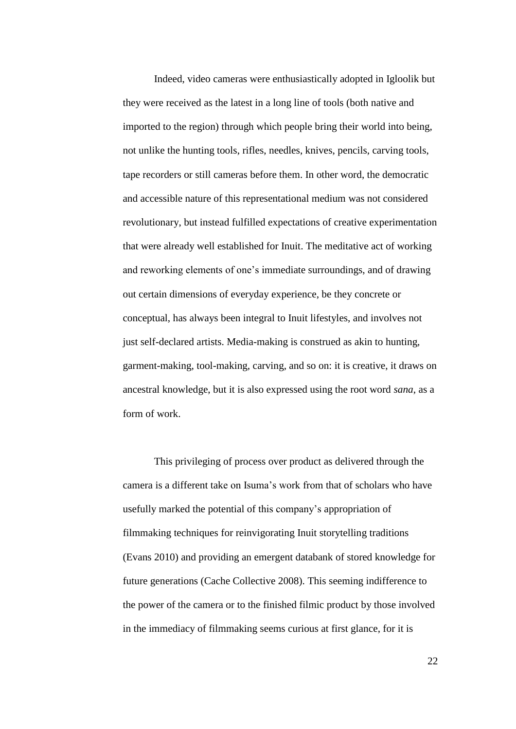Indeed, video cameras were enthusiastically adopted in Igloolik but they were received as the latest in a long line of tools (both native and imported to the region) through which people bring their world into being, not unlike the hunting tools, rifles, needles, knives, pencils, carving tools, tape recorders or still cameras before them. In other word, the democratic and accessible nature of this representational medium was not considered revolutionary, but instead fulfilled expectations of creative experimentation that were already well established for Inuit. The meditative act of working and reworking elements of one's immediate surroundings, and of drawing out certain dimensions of everyday experience, be they concrete or conceptual, has always been integral to Inuit lifestyles, and involves not just self-declared artists. Media-making is construed as akin to hunting, garment-making, tool-making, carving, and so on: it is creative, it draws on ancestral knowledge, but it is also expressed using the root word *sana*, as a form of work.

This privileging of process over product as delivered through the camera is a different take on Isuma's work from that of scholars who have usefully marked the potential of this company's appropriation of filmmaking techniques for reinvigorating Inuit storytelling traditions (Evans 2010) and providing an emergent databank of stored knowledge for future generations (Cache Collective 2008). This seeming indifference to the power of the camera or to the finished filmic product by those involved in the immediacy of filmmaking seems curious at first glance, for it is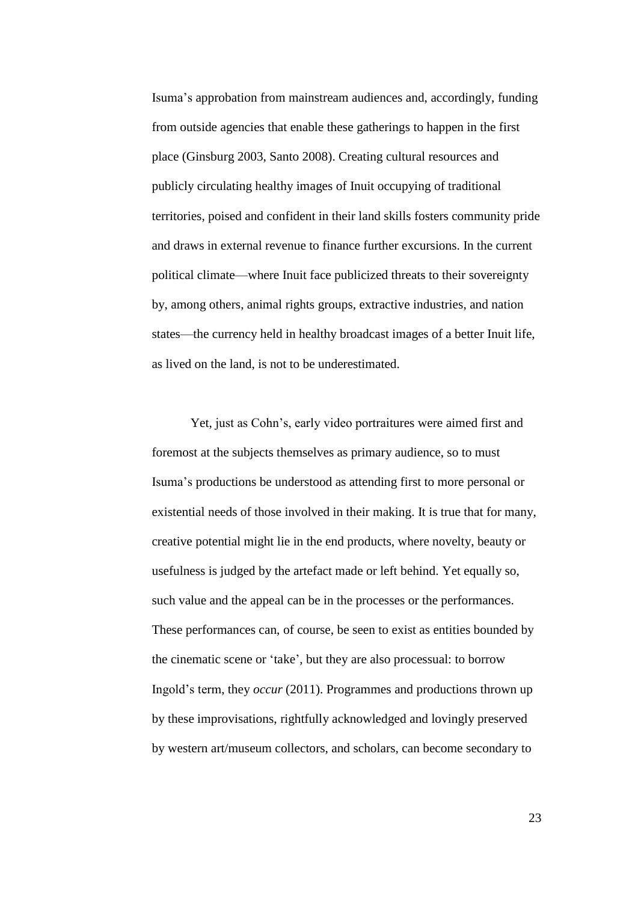Isuma's approbation from mainstream audiences and, accordingly, funding from outside agencies that enable these gatherings to happen in the first place (Ginsburg 2003, Santo 2008). Creating cultural resources and publicly circulating healthy images of Inuit occupying of traditional territories, poised and confident in their land skills fosters community pride and draws in external revenue to finance further excursions. In the current political climate—where Inuit face publicized threats to their sovereignty by, among others, animal rights groups, extractive industries, and nation states—the currency held in healthy broadcast images of a better Inuit life, as lived on the land, is not to be underestimated.

Yet, just as Cohn's, early video portraitures were aimed first and foremost at the subjects themselves as primary audience, so to must Isuma's productions be understood as attending first to more personal or existential needs of those involved in their making. It is true that for many, creative potential might lie in the end products, where novelty, beauty or usefulness is judged by the artefact made or left behind. Yet equally so, such value and the appeal can be in the processes or the performances. These performances can, of course, be seen to exist as entities bounded by the cinematic scene or 'take', but they are also processual: to borrow Ingold's term, they *occur* (2011). Programmes and productions thrown up by these improvisations, rightfully acknowledged and lovingly preserved by western art/museum collectors, and scholars, can become secondary to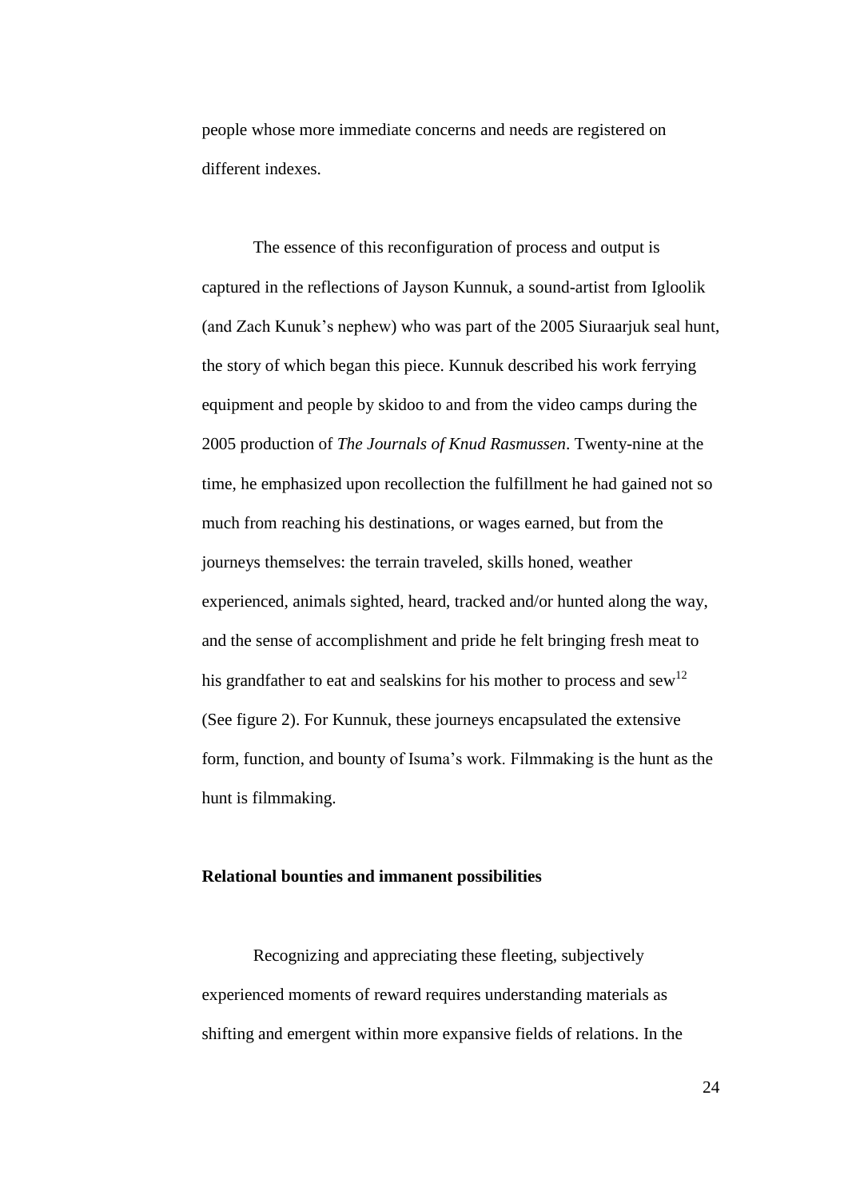people whose more immediate concerns and needs are registered on different indexes.

The essence of this reconfiguration of process and output is captured in the reflections of Jayson Kunnuk, a sound-artist from Igloolik (and Zach Kunuk's nephew) who was part of the 2005 Siuraarjuk seal hunt, the story of which began this piece. Kunnuk described his work ferrying equipment and people by skidoo to and from the video camps during the 2005 production of *The Journals of Knud Rasmussen*. Twenty-nine at the time, he emphasized upon recollection the fulfillment he had gained not so much from reaching his destinations, or wages earned, but from the journeys themselves: the terrain traveled, skills honed, weather experienced, animals sighted, heard, tracked and/or hunted along the way, and the sense of accomplishment and pride he felt bringing fresh meat to his grandfather to eat and sealskins for his mother to process and sew[12] (See figure 2). For Kunnuk, these journeys encapsulated the extensive form, function, and bounty of Isuma's work. Filmmaking is the hunt as the hunt is filmmaking.

### Relational bounties and immanent possibilities

Recognizing and appreciating these fleeting, subjectively experienced moments of reward requires understanding materials as shifting and emergent within more expansive fields of relations. In the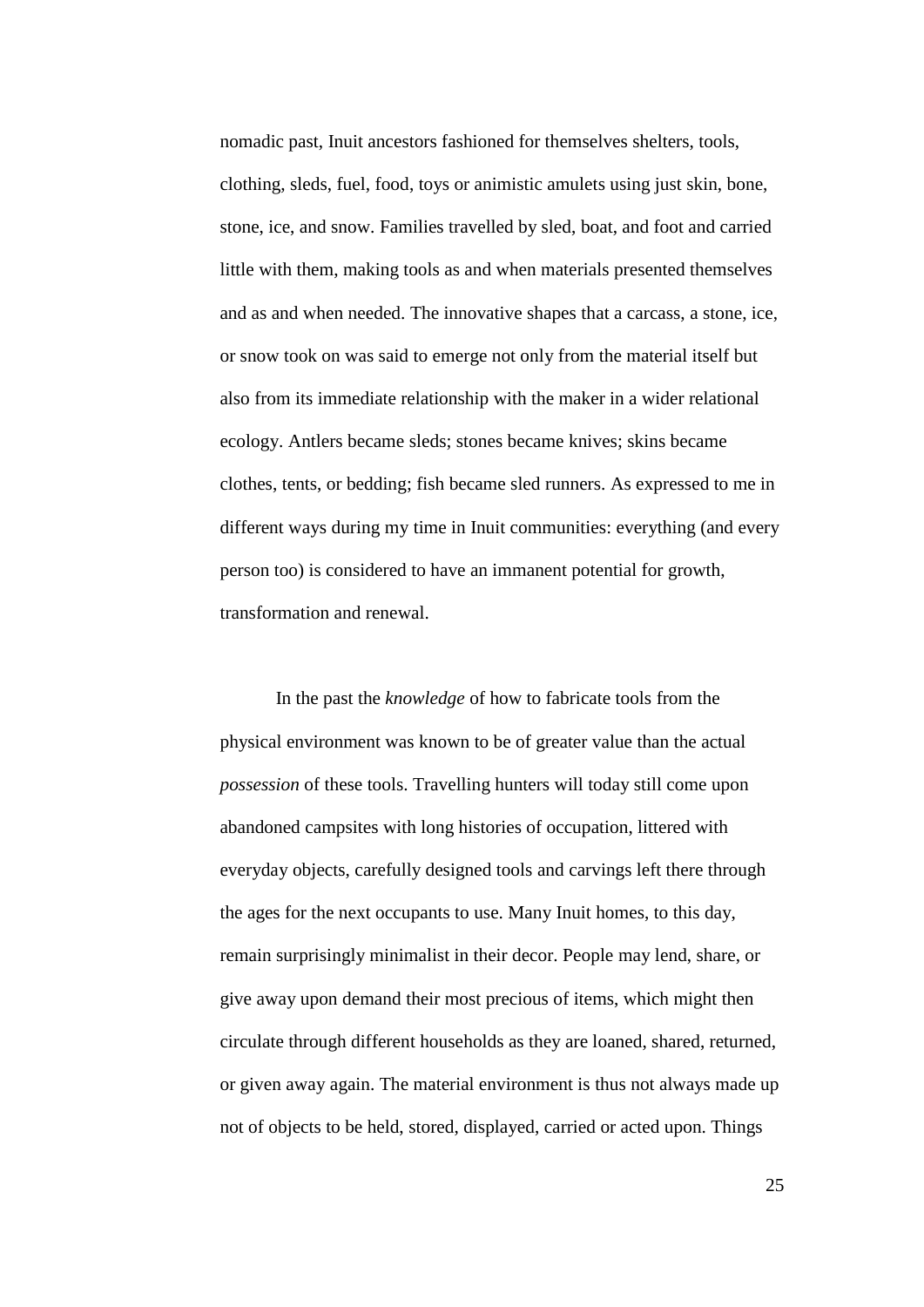nomadic past, Inuit ancestors fashioned for themselves shelters, tools, clothing, sleds, fuel, food, toys or animistic amulets using just skin, bone, stone, ice, and snow. Families travelled by sled, boat, and foot and carried little with them, making tools as and when materials presented themselves and as and when needed. The innovative shapes that a carcass, a stone, ice, or snow took on was said to emerge not only from the material itself but also from its immediate relationship with the maker in a wider relational ecology. Antlers became sleds; stones became knives; skins became clothes, tents, or bedding; fish became sled runners. As expressed to me in different ways during my time in Inuit communities: everything (and every person too) is considered to have an immanent potential for growth, transformation and renewal.

In the past the *knowledge* of how to fabricate tools from the physical environment was known to be of greater value than the actual *possession* of these tools. Travelling hunters will today still come upon abandoned campsites with long histories of occupation, littered with everyday objects, carefully designed tools and carvings left there through the ages for the next occupants to use. Many Inuit homes, to this day, remain surprisingly minimalist in their decor. People may lend, share, or give away upon demand their most precious of items, which might then circulate through different households as they are loaned, shared, returned, or given away again. The material environment is thus not always made up not of objects to be held, stored, displayed, carried or acted upon. Things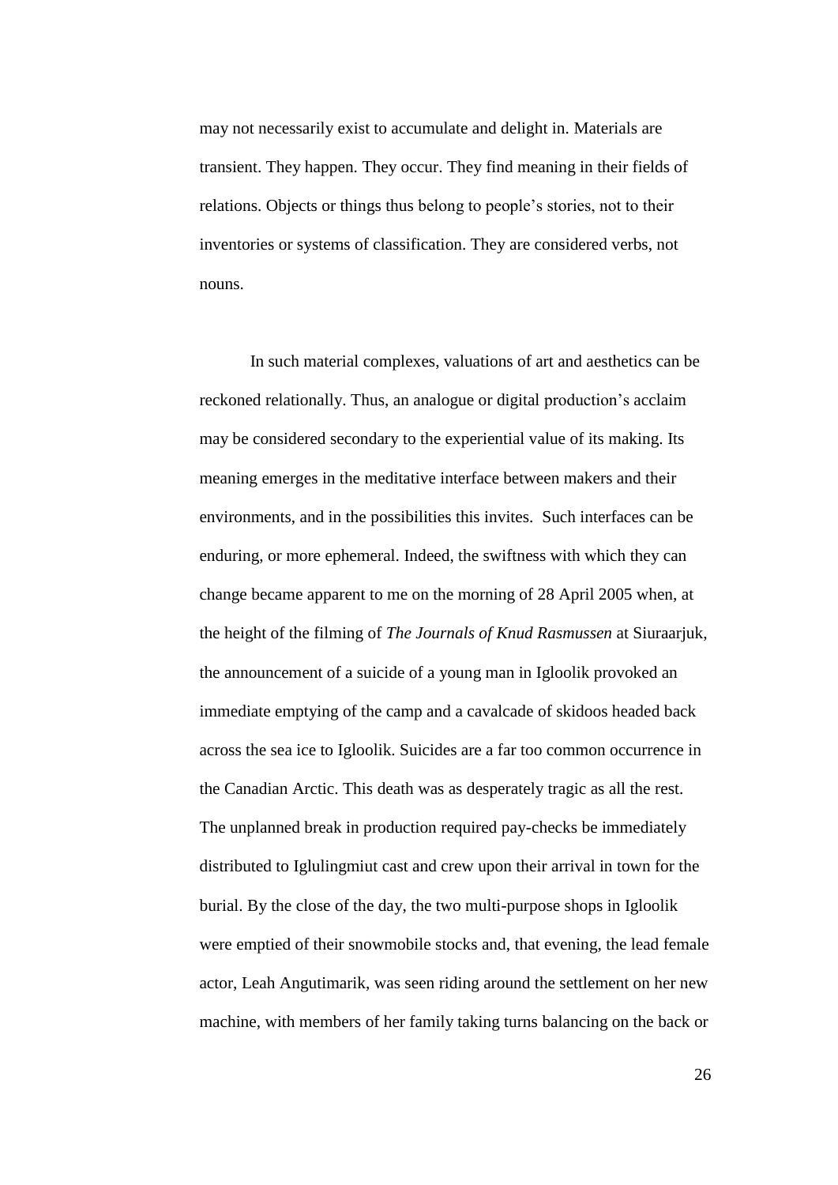may not necessarily exist to accumulate and delight in. Materials are transient. They happen. They occur. They find meaning in their fields of relations. Objects or things thus belong to people's stories, not to their inventories or systems of classification. They are considered verbs, not nouns.

In such material complexes, valuations of art and aesthetics can be reckoned relationally. Thus, an analogue or digital production's acclaim may be considered secondary to the experiential value of its making. Its meaning emerges in the meditative interface between makers and their environments, and in the possibilities this invites. Such interfaces can be enduring, or more ephemeral. Indeed, the swiftness with which they can change became apparent to me on the morning of 28 April 2005 when, at the height of the filming of *The Journals of Knud Rasmussen* at Siuraarjuk, the announcement of a suicide of a young man in Igloolik provoked an immediate emptying of the camp and a cavalcade of skidoos headed back across the sea ice to Igloolik. Suicides are a far too common occurrence in the Canadian Arctic. This death was as desperately tragic as all the rest. The unplanned break in production required pay-checks be immediately distributed to Iglulingmiut cast and crew upon their arrival in town for the burial. By the close of the day, the two multi-purpose shops in Igloolik were emptied of their snowmobile stocks and, that evening, the lead female actor, Leah Angutimarik, was seen riding around the settlement on her new machine, with members of her family taking turns balancing on the back or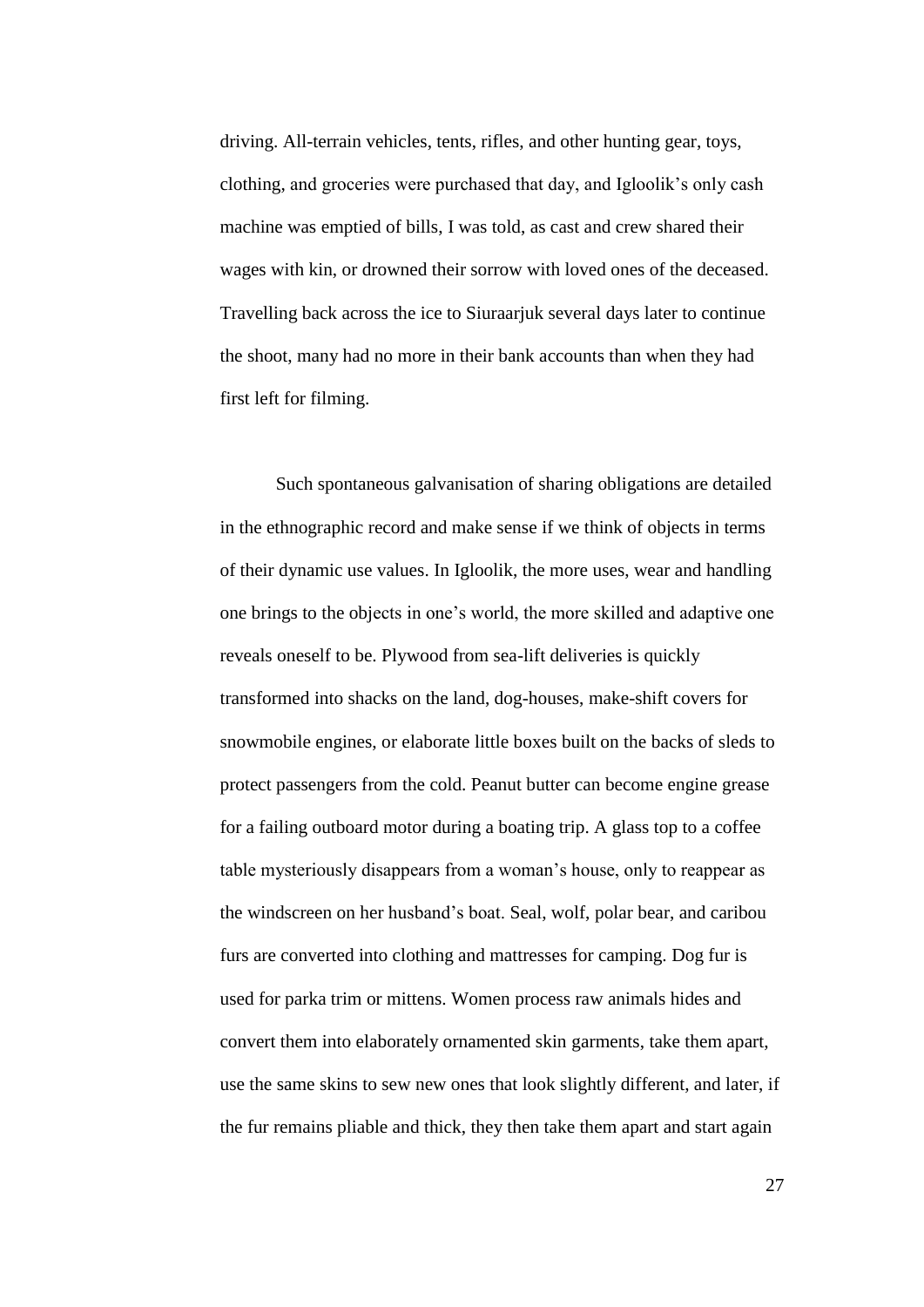driving. All-terrain vehicles, tents, rifles, and other hunting gear, toys, clothing, and groceries were purchased that day, and Igloolik's only cash machine was emptied of bills, I was told, as cast and crew shared their wages with kin, or drowned their sorrow with loved ones of the deceased. Travelling back across the ice to Siuraarjuk several days later to continue the shoot, many had no more in their bank accounts than when they had first left for filming.

Such spontaneous galvanisation of sharing obligations are detailed in the ethnographic record and make sense if we think of objects in terms of their dynamic use values. In Igloolik, the more uses, wear and handling one brings to the objects in one's world, the more skilled and adaptive one reveals oneself to be. Plywood from sea-lift deliveries is quickly transformed into shacks on the land, dog-houses, make-shift covers for snowmobile engines, or elaborate little boxes built on the backs of sleds to protect passengers from the cold. Peanut butter can become engine grease for a failing outboard motor during a boating trip. A glass top to a coffee table mysteriously disappears from a woman's house, only to reappear as the windscreen on her husband's boat. Seal, wolf, polar bear, and caribou furs are converted into clothing and mattresses for camping. Dog fur is used for parka trim or mittens. Women process raw animals hides and convert them into elaborately ornamented skin garments, take them apart, use the same skins to sew new ones that look slightly different, and later, if the fur remains pliable and thick, they then take them apart and start again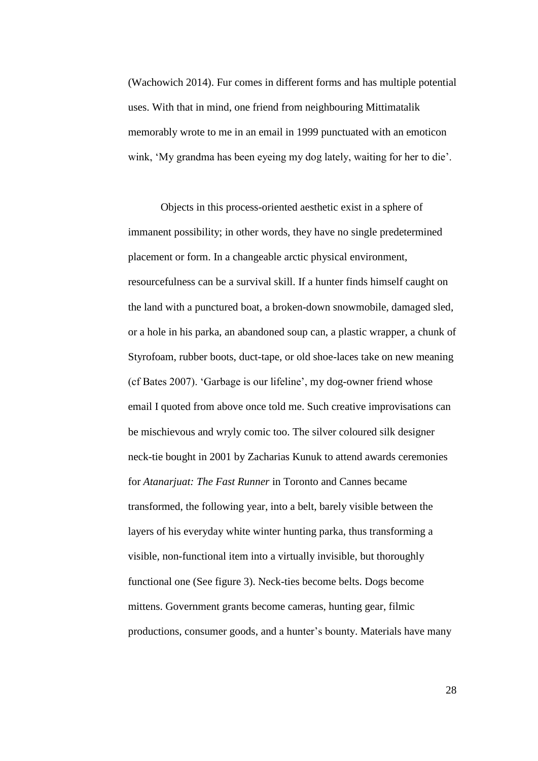(Wachowich 2014). Fur comes in different forms and has multiple potential uses. With that in mind, one friend from neighbouring Mittimatalik memorably wrote to me in an email in 1999 punctuated with an emoticon wink, 'My grandma has been eyeing my dog lately, waiting for her to die'.

Objects in this process-oriented aesthetic exist in a sphere of immanent possibility; in other words, they have no single predetermined placement or form. In a changeable arctic physical environment, resourcefulness can be a survival skill. If a hunter finds himself caught on the land with a punctured boat, a broken-down snowmobile, damaged sled, or a hole in his parka, an abandoned soup can, a plastic wrapper, a chunk of Styrofoam, rubber boots, duct-tape, or old shoe-laces take on new meaning (cf Bates 2007). 'Garbage is our lifeline', my dog-owner friend whose email I quoted from above once told me. Such creative improvisations can be mischievous and wryly comic too. The silver coloured silk designer neck-tie bought in 2001 by Zacharias Kunuk to attend awards ceremonies for *Atanarjuat: The Fast Runner* in Toronto and Cannes became transformed, the following year, into a belt, barely visible between the layers of his everyday white winter hunting parka, thus transforming a visible, non-functional item into a virtually invisible, but thoroughly functional one (See figure 3). Neck-ties become belts. Dogs become mittens. Government grants become cameras, hunting gear, filmic productions, consumer goods, and a hunter's bounty. Materials have many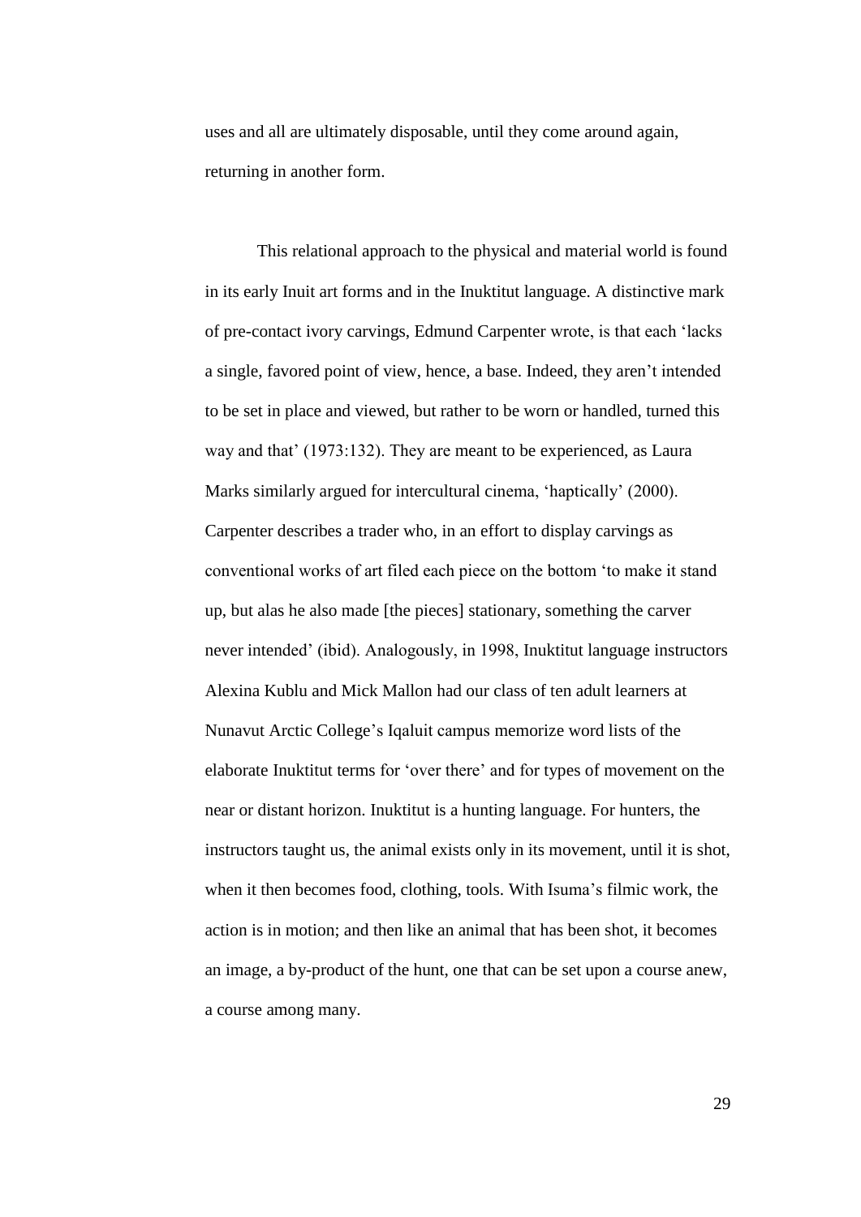uses and all are ultimately disposable, until they come around again, returning in another form.

This relational approach to the physical and material world is found in its early Inuit art forms and in the Inuktitut language. A distinctive mark of pre-contact ivory carvings, Edmund Carpenter wrote, is that each 'lacks a single, favored point of view, hence, a base. Indeed, they aren't intended to be set in place and viewed, but rather to be worn or handled, turned this way and that' (1973:132). They are meant to be experienced, as Laura Marks similarly argued for intercultural cinema, 'haptically' (2000). Carpenter describes a trader who, in an effort to display carvings as conventional works of art filed each piece on the bottom 'to make it stand up, but alas he also made [the pieces] stationary, something the carver never intended' (ibid). Analogously, in 1998, Inuktitut language instructors Alexina Kublu and Mick Mallon had our class of ten adult learners at Nunavut Arctic College's Iqaluit campus memorize word lists of the elaborate Inuktitut terms for 'over there' and for types of movement on the near or distant horizon. Inuktitut is a hunting language. For hunters, the instructors taught us, the animal exists only in its movement, until it is shot, when it then becomes food, clothing, tools. With Isuma's filmic work, the action is in motion; and then like an animal that has been shot, it becomes an image, a by-product of the hunt, one that can be set upon a course anew, a course among many.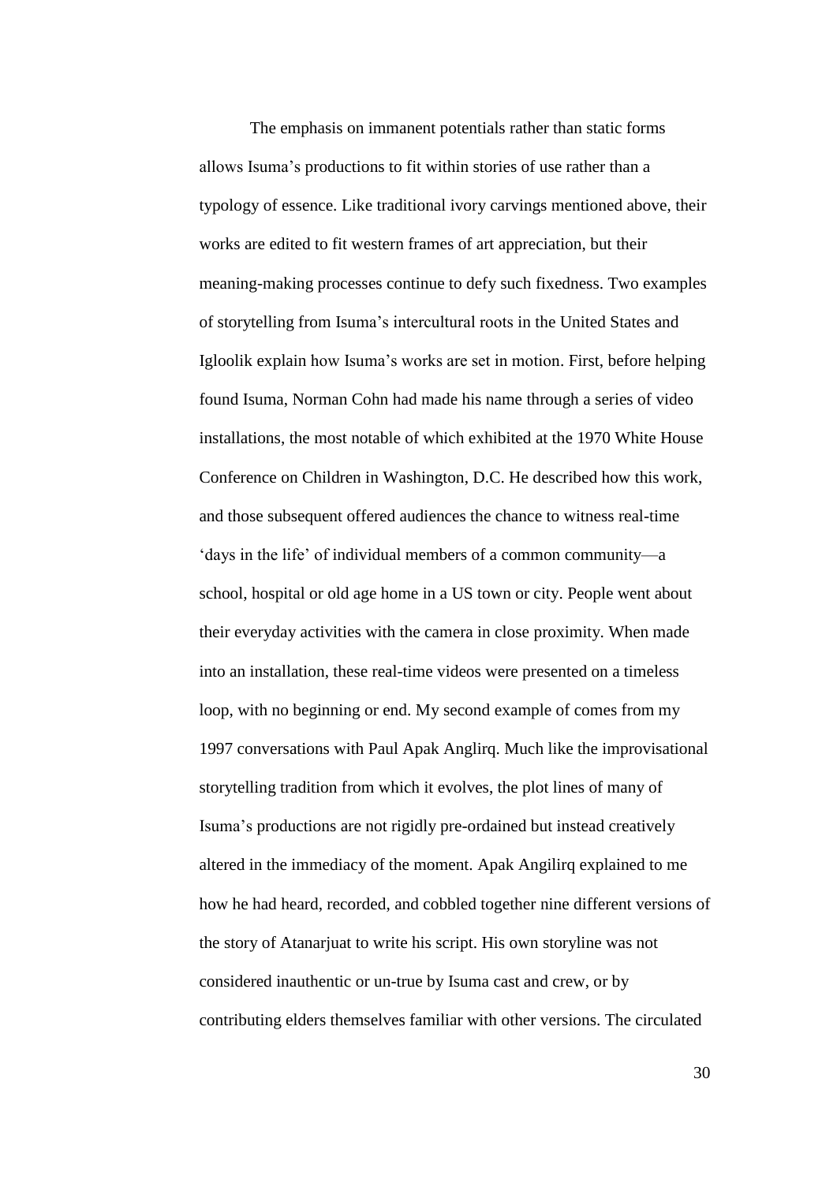The emphasis on immanent potentials rather than static forms allows Isuma's productions to fit within stories of use rather than a typology of essence. Like traditional ivory carvings mentioned above, their works are edited to fit western frames of art appreciation, but their meaning-making processes continue to defy such fixedness. Two examples of storytelling from Isuma's intercultural roots in the United States and Igloolik explain how Isuma's works are set in motion. First, before helping found Isuma, Norman Cohn had made his name through a series of video installations, the most notable of which exhibited at the 1970 White House Conference on Children in Washington, D.C. He described how this work, and those subsequent offered audiences the chance to witness real-time 'days in the life' of individual members of a common community—a school, hospital or old age home in a US town or city. People went about their everyday activities with the camera in close proximity. When made into an installation, these real-time videos were presented on a timeless loop, with no beginning or end. My second example of comes from my 1997 conversations with Paul Apak Anglirq. Much like the improvisational storytelling tradition from which it evolves, the plot lines of many of Isuma's productions are not rigidly pre-ordained but instead creatively altered in the immediacy of the moment. Apak Angilirq explained to me how he had heard, recorded, and cobbled together nine different versions of the story of Atanarjuat to write his script. His own storyline was not considered inauthentic or un-true by Isuma cast and crew, or by contributing elders themselves familiar with other versions. The circulated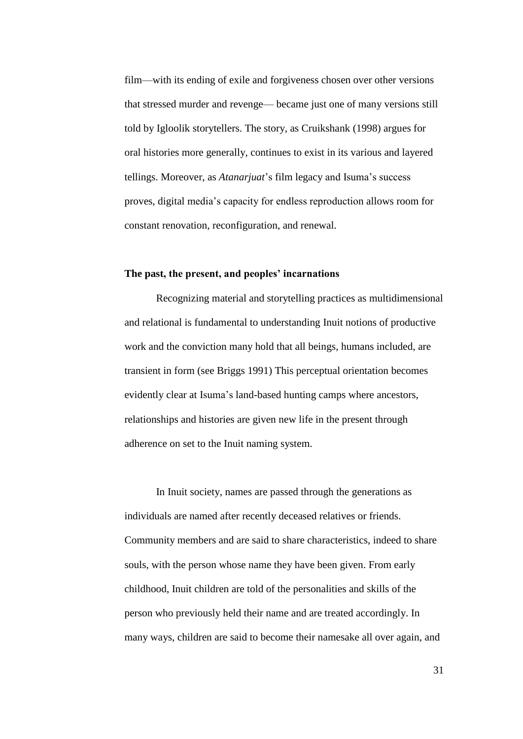film—with its ending of exile and forgiveness chosen over other versions that stressed murder and revenge— became just one of many versions still told by Igloolik storytellers. The story, as Cruikshank (1998) argues for oral histories more generally, continues to exist in its various and layered tellings. Moreover, as *Atanarjuat*'s film legacy and Isuma's success proves, digital media's capacity for endless reproduction allows room for constant renovation, reconfiguration, and renewal.

### The past, the present, and peoples' incarnations

Recognizing material and storytelling practices as multidimensional and relational is fundamental to understanding Inuit notions of productive work and the conviction many hold that all beings, humans included, are transient in form (see Briggs 1991) This perceptual orientation becomes evidently clear at Isuma's land-based hunting camps where ancestors, relationships and histories are given new life in the present through adherence on set to the Inuit naming system.

In Inuit society, names are passed through the generations as individuals are named after recently deceased relatives or friends. Community members and are said to share characteristics, indeed to share souls, with the person whose name they have been given. From early childhood, Inuit children are told of the personalities and skills of the person who previously held their name and are treated accordingly. In many ways, children are said to become their namesake all over again, and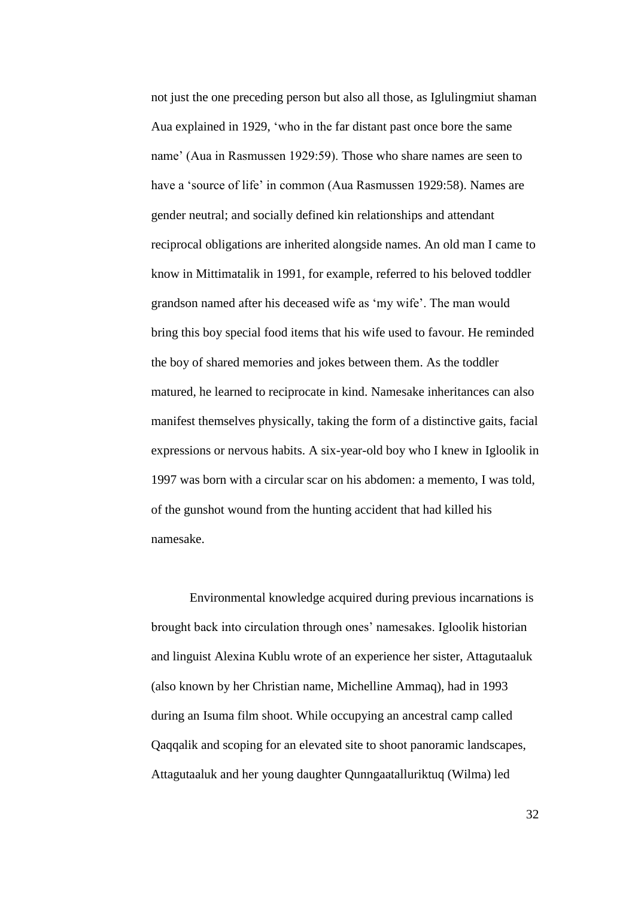not just the one preceding person but also all those, as Iglulingmiut shaman Aua explained in 1929, 'who in the far distant past once bore the same name' (Aua in Rasmussen 1929:59). Those who share names are seen to have a 'source of life' in common (Aua Rasmussen 1929:58). Names are gender neutral; and socially defined kin relationships and attendant reciprocal obligations are inherited alongside names. An old man I came to know in Mittimatalik in 1991, for example, referred to his beloved toddler grandson named after his deceased wife as 'my wife'. The man would bring this boy special food items that his wife used to favour. He reminded the boy of shared memories and jokes between them. As the toddler matured, he learned to reciprocate in kind. Namesake inheritances can also manifest themselves physically, taking the form of a distinctive gaits, facial expressions or nervous habits. A six-year-old boy who I knew in Igloolik in 1997 was born with a circular scar on his abdomen: a memento, I was told, of the gunshot wound from the hunting accident that had killed his namesake.

Environmental knowledge acquired during previous incarnations is brought back into circulation through ones' namesakes. Igloolik historian and linguist Alexina Kublu wrote of an experience her sister, Attagutaaluk (also known by her Christian name, Michelline Ammaq), had in 1993 during an Isuma film shoot. While occupying an ancestral camp called Qaqqalik and scoping for an elevated site to shoot panoramic landscapes, Attagutaaluk and her young daughter Qunngaatalluriktuq (Wilma) led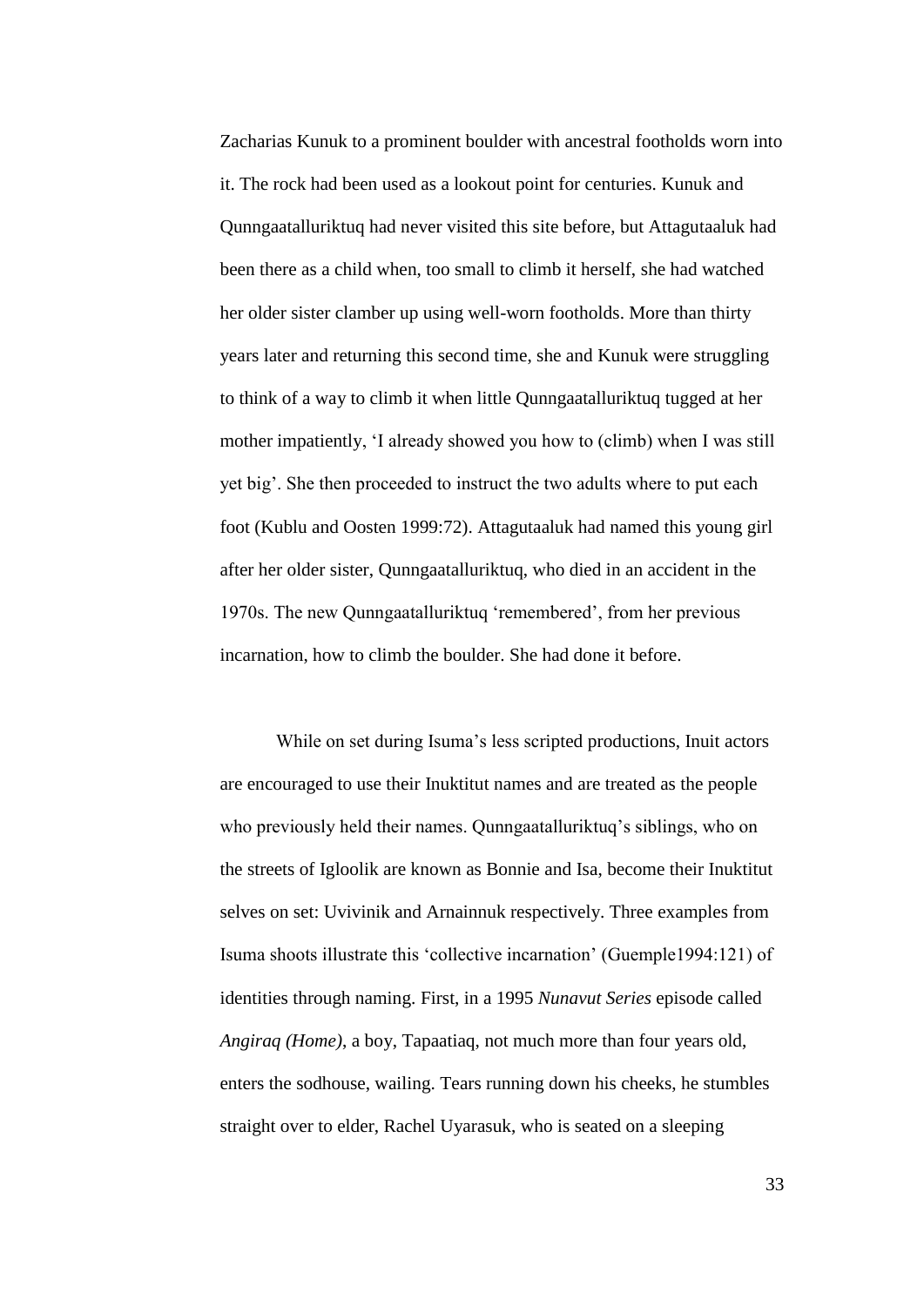Zacharias Kunuk to a prominent boulder with ancestral footholds worn into it. The rock had been used as a lookout point for centuries. Kunuk and Qunngaatalluriktuq had never visited this site before, but Attagutaaluk had been there as a child when, too small to climb it herself, she had watched her older sister clamber up using well-worn footholds. More than thirty years later and returning this second time, she and Kunuk were struggling to think of a way to climb it when little Qunngaatalluriktuq tugged at her mother impatiently, 'I already showed you how to (climb) when I was still yet big'. She then proceeded to instruct the two adults where to put each foot (Kublu and Oosten 1999:72). Attagutaaluk had named this young girl after her older sister, Qunngaatalluriktuq, who died in an accident in the 1970s. The new Qunngaatalluriktuq 'remembered', from her previous incarnation, how to climb the boulder. She had done it before.

While on set during Isuma's less scripted productions, Inuit actors are encouraged to use their Inuktitut names and are treated as the people who previously held their names. Qunngaatalluriktuq's siblings, who on the streets of Igloolik are known as Bonnie and Isa, become their Inuktitut selves on set: Uvivinik and Arnainnuk respectively. Three examples from Isuma shoots illustrate this 'collective incarnation' (Guemple1994:121) of identities through naming. First, in a 1995 *Nunavut Series* episode called *Angiraq (Home)*, a boy, Tapaatiaq, not much more than four years old, enters the sodhouse, wailing. Tears running down his cheeks, he stumbles straight over to elder, Rachel Uyarasuk, who is seated on a sleeping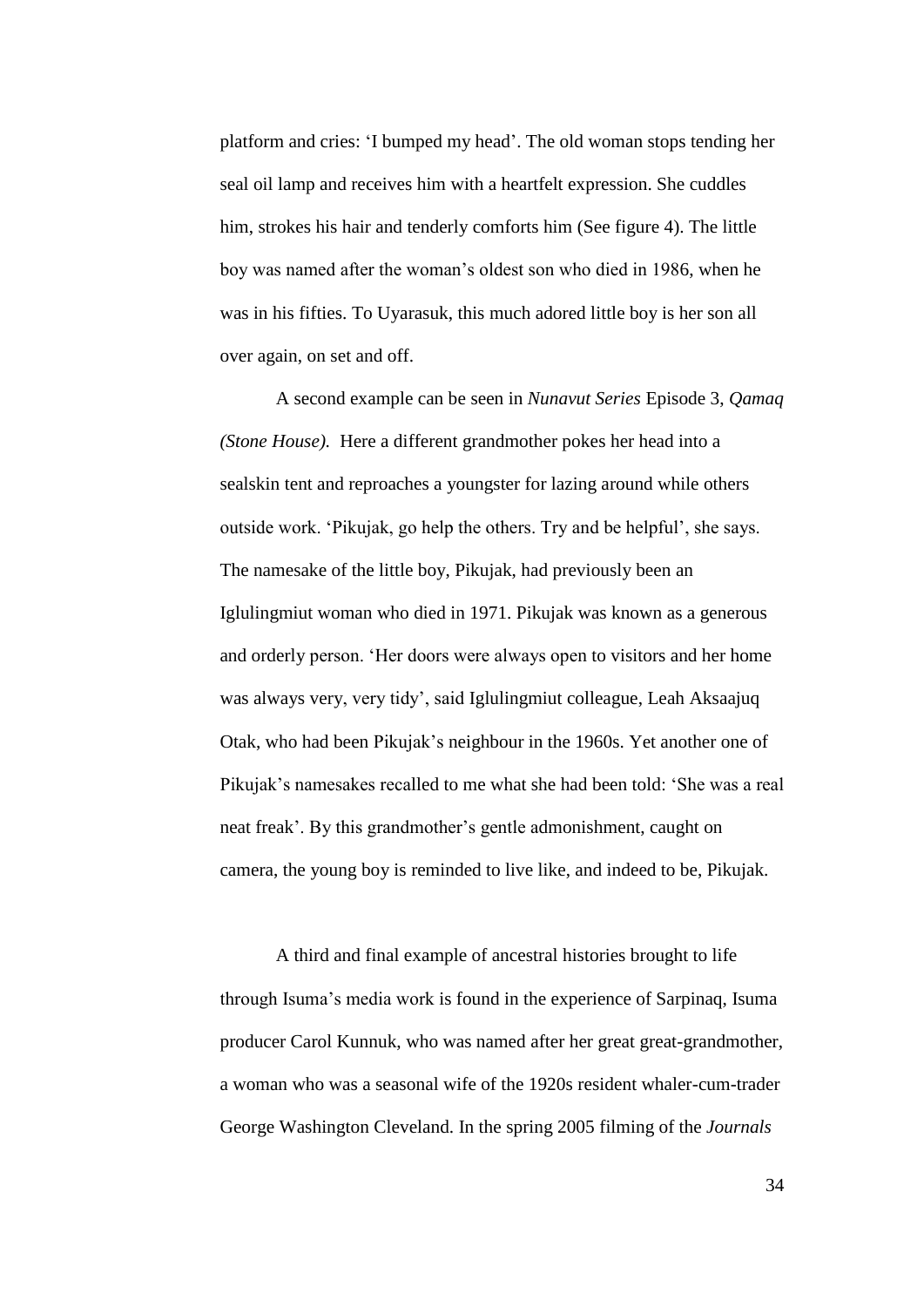platform and cries: 'I bumped my head'. The old woman stops tending her seal oil lamp and receives him with a heartfelt expression. She cuddles him, strokes his hair and tenderly comforts him (See figure 4). The little boy was named after the woman's oldest son who died in 1986, when he was in his fifties. To Uyarasuk, this much adored little boy is her son all over again, on set and off.

A second example can be seen in *Nunavut Series* Episode 3, *Qamaq (Stone House).* Here a different grandmother pokes her head into a sealskin tent and reproaches a youngster for lazing around while others outside work. 'Pikujak, go help the others. Try and be helpful', she says. The namesake of the little boy, Pikujak, had previously been an Iglulingmiut woman who died in 1971. Pikujak was known as a generous and orderly person. 'Her doors were always open to visitors and her home was always very, very tidy', said Iglulingmiut colleague, Leah Aksaajuq Otak, who had been Pikujak's neighbour in the 1960s. Yet another one of Pikujak's namesakes recalled to me what she had been told: 'She was a real neat freak'. By this grandmother's gentle admonishment, caught on camera, the young boy is reminded to live like, and indeed to be, Pikujak.

A third and final example of ancestral histories brought to life through Isuma's media work is found in the experience of Sarpinaq, Isuma producer Carol Kunnuk, who was named after her great great-grandmother, a woman who was a seasonal wife of the 1920s resident whaler-cum-trader George Washington Cleveland. In the spring 2005 filming of the *Journals*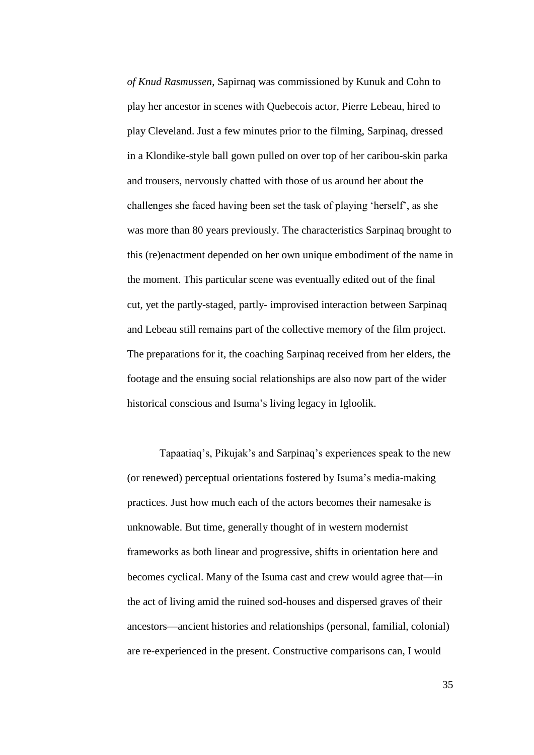*of Knud Rasmussen*, Sapirnaq was commissioned by Kunuk and Cohn to play her ancestor in scenes with Quebecois actor, Pierre Lebeau, hired to play Cleveland. Just a few minutes prior to the filming, Sarpinaq, dressed in a Klondike-style ball gown pulled on over top of her caribou-skin parka and trousers, nervously chatted with those of us around her about the challenges she faced having been set the task of playing 'herself', as she was more than 80 years previously. The characteristics Sarpinaq brought to this (re)enactment depended on her own unique embodiment of the name in the moment. This particular scene was eventually edited out of the final cut, yet the partly-staged, partly- improvised interaction between Sarpinaq and Lebeau still remains part of the collective memory of the film project. The preparations for it, the coaching Sarpinaq received from her elders, the footage and the ensuing social relationships are also now part of the wider historical conscious and Isuma's living legacy in Igloolik.

Tapaatiaq's, Pikujak's and Sarpinaq's experiences speak to the new (or renewed) perceptual orientations fostered by Isuma's media-making practices. Just how much each of the actors becomes their namesake is unknowable. But time, generally thought of in western modernist frameworks as both linear and progressive, shifts in orientation here and becomes cyclical. Many of the Isuma cast and crew would agree that—in the act of living amid the ruined sod-houses and dispersed graves of their ancestors—ancient histories and relationships (personal, familial, colonial) are re-experienced in the present. Constructive comparisons can, I would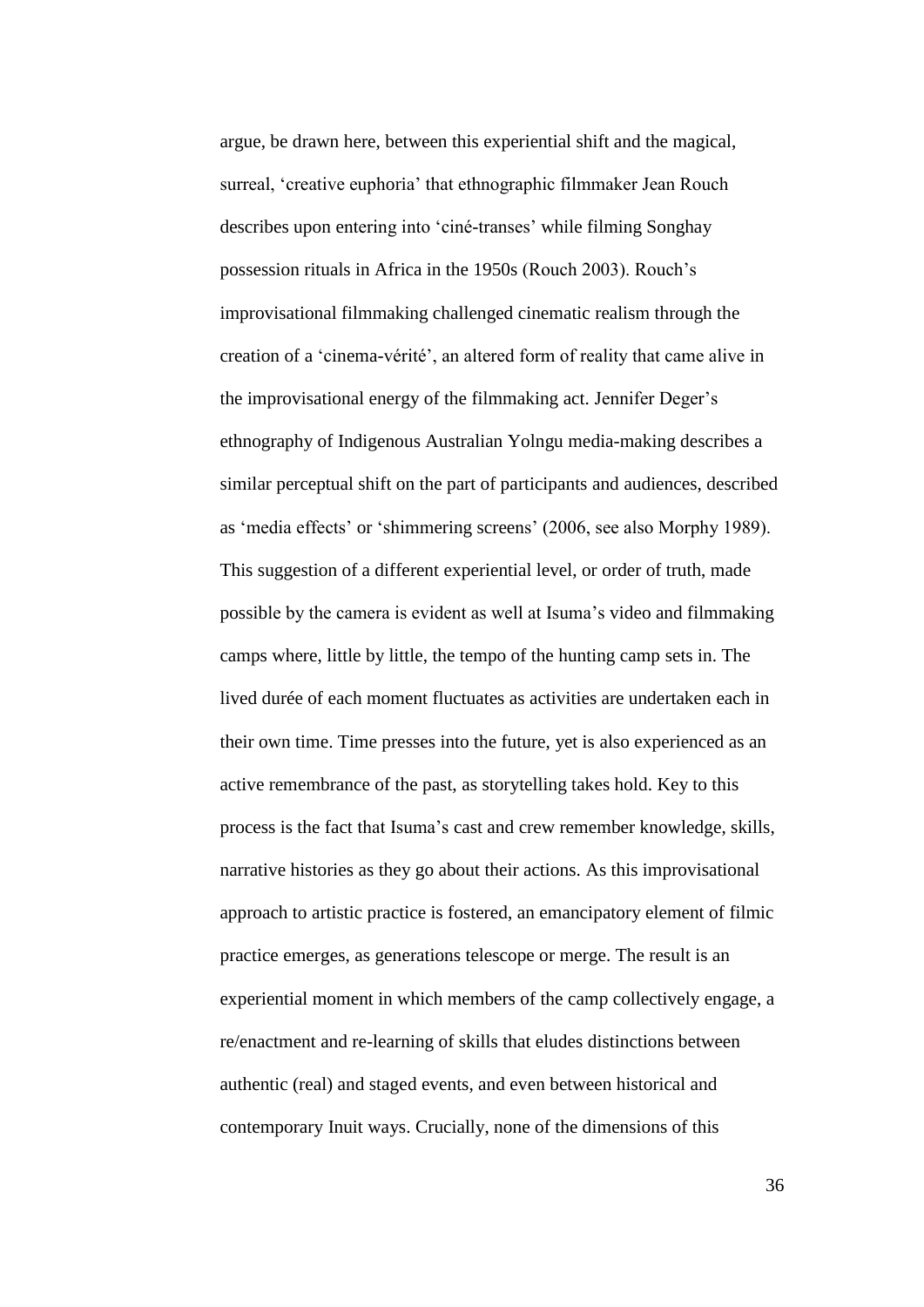argue, be drawn here, between this experiential shift and the magical, surreal, 'creative euphoria' that ethnographic filmmaker Jean Rouch describes upon entering into 'ciné-transes' while filming Songhay possession rituals in Africa in the 1950s (Rouch 2003). Rouch's improvisational filmmaking challenged cinematic realism through the creation of a 'cinema-vérité', an altered form of reality that came alive in the improvisational energy of the filmmaking act. Jennifer Deger's ethnography of Indigenous Australian Yolngu media-making describes a similar perceptual shift on the part of participants and audiences, described as 'media effects' or 'shimmering screens' (2006, see also Morphy 1989). This suggestion of a different experiential level, or order of truth, made possible by the camera is evident as well at Isuma's video and filmmaking camps where, little by little, the tempo of the hunting camp sets in. The lived durée of each moment fluctuates as activities are undertaken each in their own time. Time presses into the future, yet is also experienced as an active remembrance of the past, as storytelling takes hold. Key to this process is the fact that Isuma's cast and crew remember knowledge, skills, narrative histories as they go about their actions. As this improvisational approach to artistic practice is fostered, an emancipatory element of filmic practice emerges, as generations telescope or merge. The result is an experiential moment in which members of the camp collectively engage, a re/enactment and re-learning of skills that eludes distinctions between authentic (real) and staged events, and even between historical and contemporary Inuit ways. Crucially, none of the dimensions of this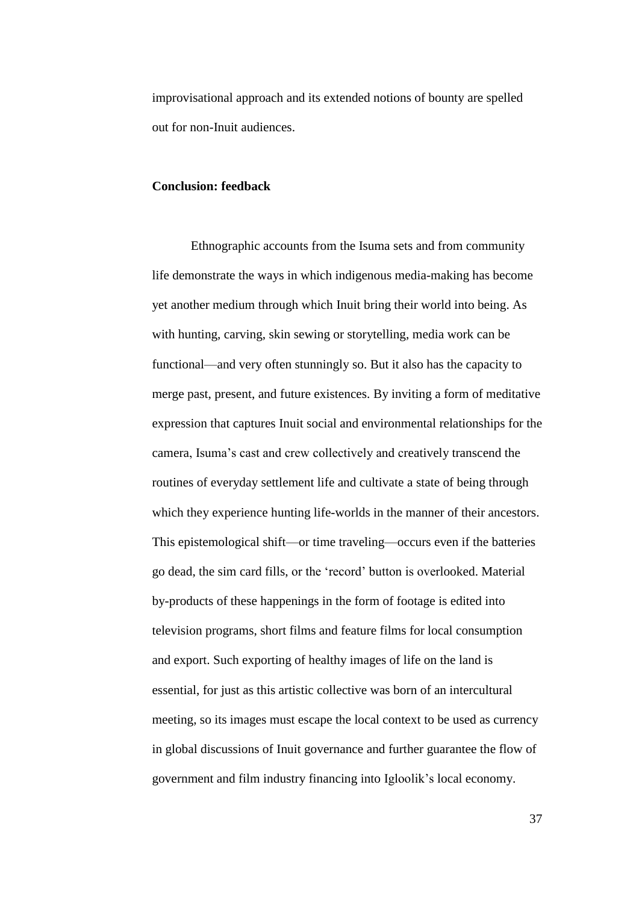improvisational approach and its extended notions of bounty are spelled out for non-Inuit audiences.

## Conclusion: feedback

Ethnographic accounts from the Isuma sets and from community life demonstrate the ways in which indigenous media-making has become yet another medium through which Inuit bring their world into being. As with hunting, carving, skin sewing or storytelling, media work can be functional—and very often stunningly so. But it also has the capacity to merge past, present, and future existences. By inviting a form of meditative expression that captures Inuit social and environmental relationships for the camera, Isuma's cast and crew collectively and creatively transcend the routines of everyday settlement life and cultivate a state of being through which they experience hunting life-worlds in the manner of their ancestors. This epistemological shift—or time traveling—occurs even if the batteries go dead, the sim card fills, or the 'record' button is overlooked. Material by-products of these happenings in the form of footage is edited into television programs, short films and feature films for local consumption and export. Such exporting of healthy images of life on the land is essential, for just as this artistic collective was born of an intercultural meeting, so its images must escape the local context to be used as currency in global discussions of Inuit governance and further guarantee the flow of government and film industry financing into Igloolik's local economy.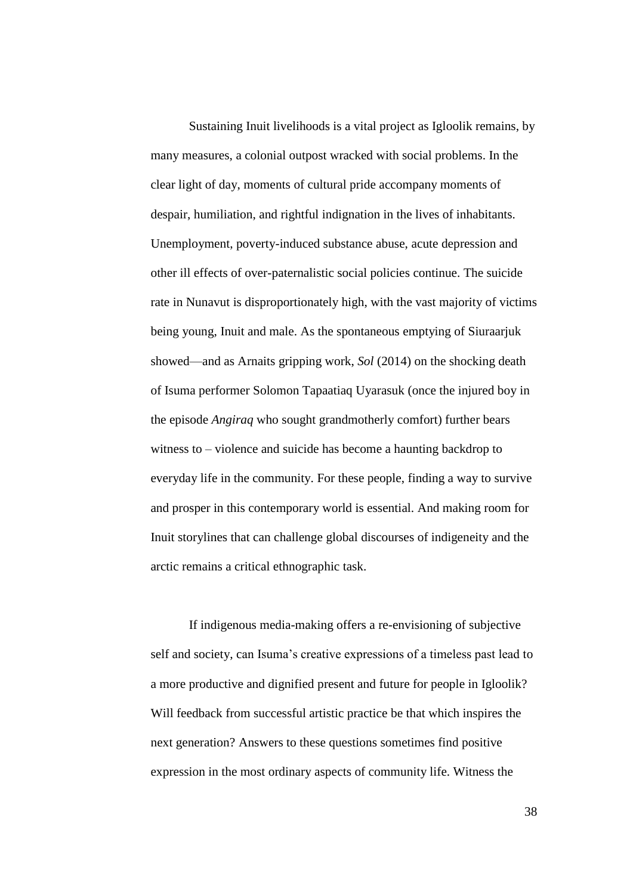Sustaining Inuit livelihoods is a vital project as Igloolik remains, by many measures, a colonial outpost wracked with social problems. In the clear light of day, moments of cultural pride accompany moments of despair, humiliation, and rightful indignation in the lives of inhabitants. Unemployment, poverty-induced substance abuse, acute depression and other ill effects of over-paternalistic social policies continue. The suicide rate in Nunavut is disproportionately high, with the vast majority of victims being young, Inuit and male. As the spontaneous emptying of Siuraarjuk showed—and as Arnaits gripping work, *Sol* (2014) on the shocking death of Isuma performer Solomon Tapaatiaq Uyarasuk (once the injured boy in the episode *Angiraq* who sought grandmotherly comfort) further bears witness to – violence and suicide has become a haunting backdrop to everyday life in the community. For these people, finding a way to survive and prosper in this contemporary world is essential. And making room for Inuit storylines that can challenge global discourses of indigeneity and the arctic remains a critical ethnographic task.

If indigenous media-making offers a re-envisioning of subjective self and society, can Isuma's creative expressions of a timeless past lead to a more productive and dignified present and future for people in Igloolik? Will feedback from successful artistic practice be that which inspires the next generation? Answers to these questions sometimes find positive expression in the most ordinary aspects of community life. Witness the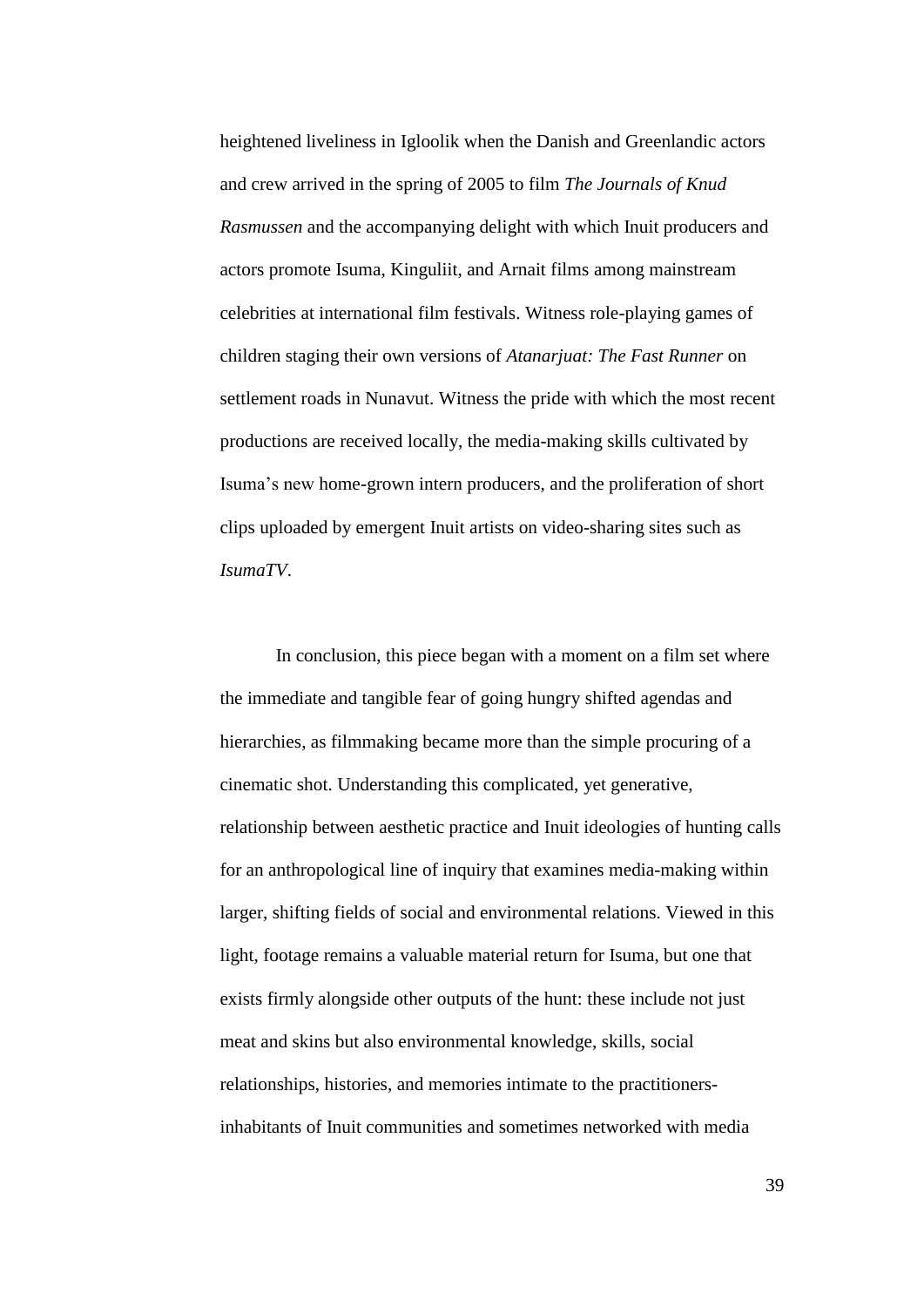heightened liveliness in Igloolik when the Danish and Greenlandic actors and crew arrived in the spring of 2005 to film *The Journals of Knud Rasmussen* and the accompanying delight with which Inuit producers and actors promote Isuma, Kinguliit, and Arnait films among mainstream celebrities at international film festivals. Witness role-playing games of children staging their own versions of *Atanarjuat: The Fast Runner* on settlement roads in Nunavut. Witness the pride with which the most recent productions are received locally, the media-making skills cultivated by Isuma's new home-grown intern producers, and the proliferation of short clips uploaded by emergent Inuit artists on video-sharing sites such as *IsumaTV*.

In conclusion, this piece began with a moment on a film set where the immediate and tangible fear of going hungry shifted agendas and hierarchies, as filmmaking became more than the simple procuring of a cinematic shot. Understanding this complicated, yet generative, relationship between aesthetic practice and Inuit ideologies of hunting calls for an anthropological line of inquiry that examines media-making within larger, shifting fields of social and environmental relations. Viewed in this light, footage remains a valuable material return for Isuma, but one that exists firmly alongside other outputs of the hunt: these include not just meat and skins but also environmental knowledge, skills, social relationships, histories, and memories intimate to the practitioners-inhabitants of Inuit communities and sometimes networked with media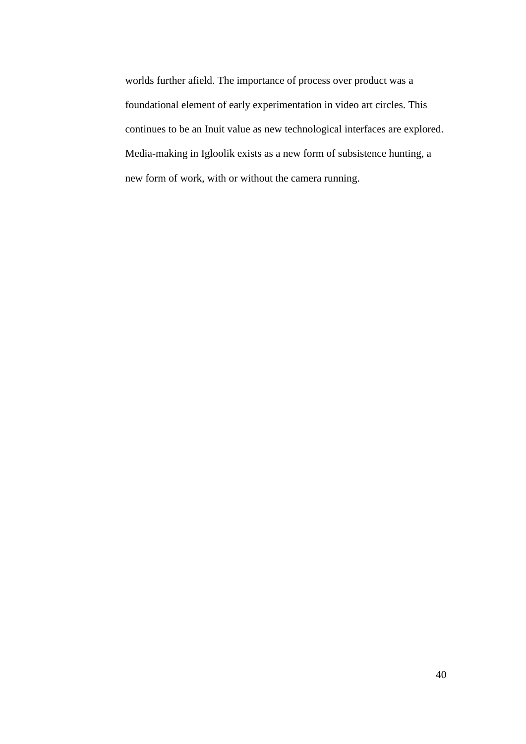worlds further afield. The importance of process over product was a foundational element of early experimentation in video art circles. This continues to be an Inuit value as new technological interfaces are explored. Media-making in Igloolik exists as a new form of subsistence hunting, a new form of work, with or without the camera running.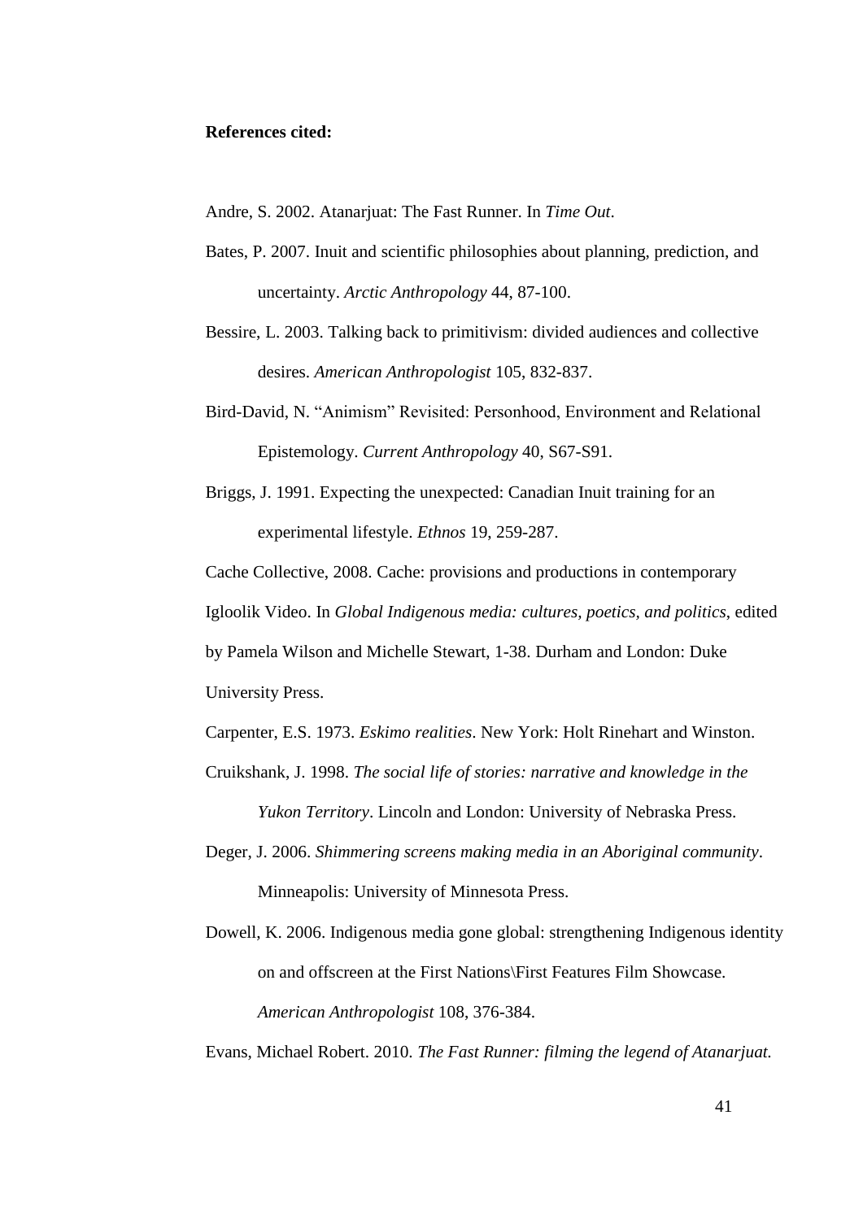**References cited:**

Andre, S. 2002. Atanarjuat: The Fast Runner. In *Time Out*.

Bates, P. 2007. Inuit and scientific philosophies about planning, prediction, and uncertainty. *Arctic Anthropology* 44, 87-100.

Bessire, L. 2003. Talking back to primitivism: divided audiences and collective desires. *American Anthropologist* 105, 832-837.

Bird-David, N. "Animism" Revisited: Personhood, Environment and Relational Epistemology. *Current Anthropology* 40, S67-S91.

Briggs, J. 1991. Expecting the unexpected: Canadian Inuit training for an experimental lifestyle. *Ethnos* 19, 259-287.

Cache Collective, 2008. Cache: provisions and productions in contemporary Igloolik Video. In *Global Indigenous media: cultures, poetics, and politics*, edited by Pamela Wilson and Michelle Stewart, 1-38. Durham and London: Duke University Press.

Carpenter, E.S. 1973. *Eskimo realities*. New York: Holt Rinehart and Winston.

Cruikshank, J. 1998. *The social life of stories: narrative and knowledge in the Yukon Territory*. Lincoln and London: University of Nebraska Press.

Deger, J. 2006. *Shimmering screens making media in an Aboriginal community*. Minneapolis: University of Minnesota Press.

Dowell, K. 2006. Indigenous media gone global: strengthening Indigenous identity on and offscreen at the First Nations\First Features Film Showcase. *American Anthropologist* 108, 376-384.

Evans, Michael Robert. 2010. *The Fast Runner: filming the legend of Atanarjuat.*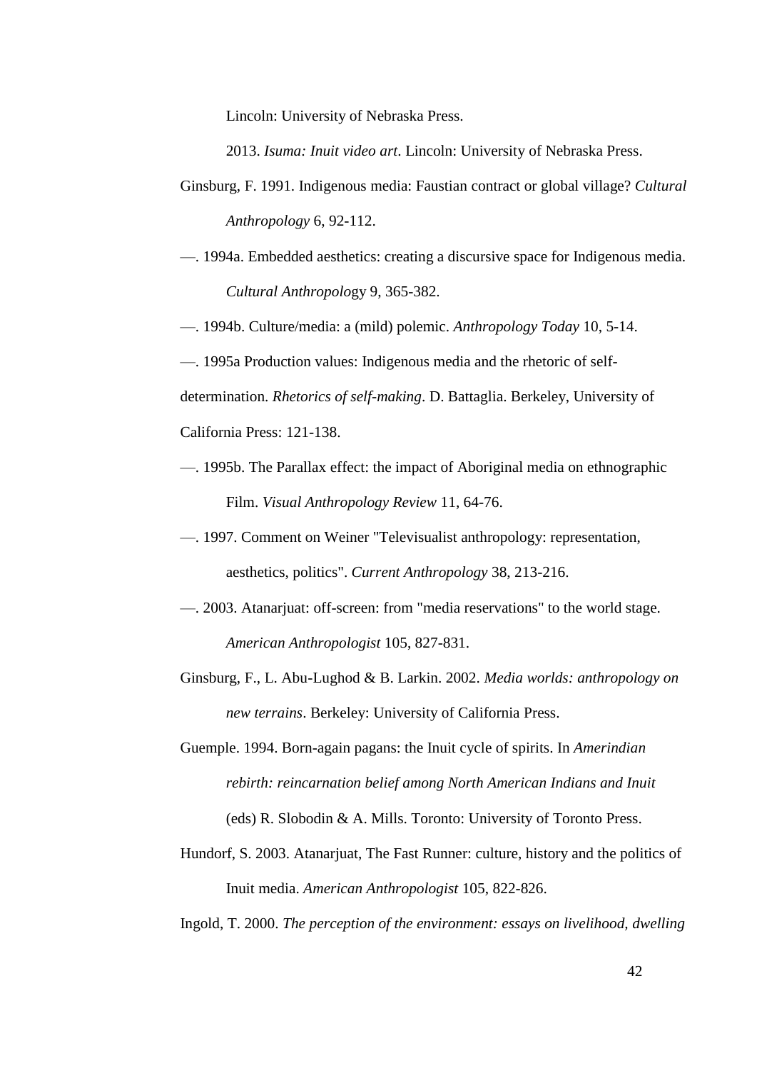Lincoln: University of Nebraska Press.

2013. *Isuma: Inuit video art*. Lincoln: University of Nebraska Press.

Ginsburg, F. 1991. Indigenous media: Faustian contract or global village? *Cultural Anthropology* 6, 92-112.

—. 1994a. Embedded aesthetics: creating a discursive space for Indigenous media. *Cultural Anthropolo*gy 9, 365-382.

—. 1994b. Culture/media: a (mild) polemic. *Anthropology Today* 10, 5-14.

—. 1995a Production values: Indigenous media and the rhetoric of self-determination. *Rhetorics of self-making*. D. Battaglia. Berkeley, University of California Press: 121-138.

—. 1995b. The Parallax effect: the impact of Aboriginal media on ethnographic Film. *Visual Anthropology Review* 11, 64-76.

—. 1997. Comment on Weiner "Televisualist anthropology: representation, aesthetics, politics". *Current Anthropology* 38, 213-216.

—. 2003. Atanarjuat: off-screen: from "media reservations" to the world stage. *American Anthropologist* 105, 827-831.

Ginsburg, F., L. Abu-Lughod & B. Larkin. 2002. *Media worlds: anthropology on new terrains*. Berkeley: University of California Press.

Guemple. 1994. Born-again pagans: the Inuit cycle of spirits. In *Amerindian rebirth: reincarnation belief among North American Indians and Inuit* (eds) R. Slobodin & A. Mills. Toronto: University of Toronto Press.

Hundorf, S. 2003. Atanarjuat, The Fast Runner: culture, history and the politics of Inuit media. *American Anthropologist* 105, 822-826.

Ingold, T. 2000. *The perception of the environment: essays on livelihood, dwelling*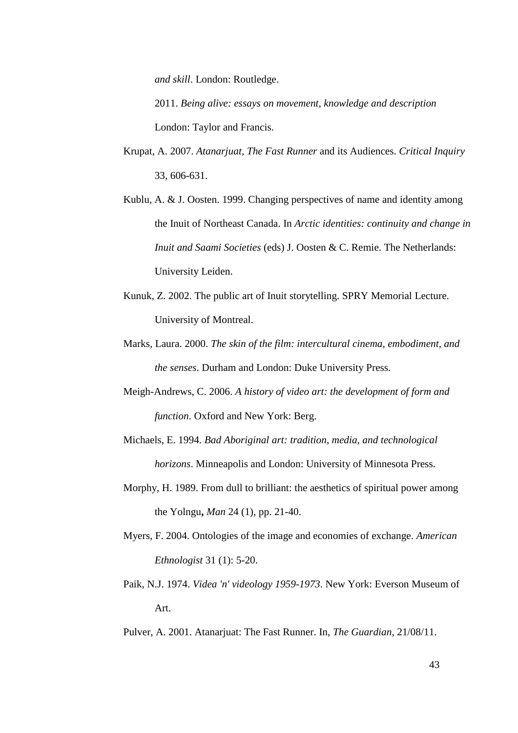*and skill*. London: Routledge.

2011. *Being alive: essays on movement, knowledge and description* London: Taylor and Francis.

Krupat, A. 2007. *Atanarjuat, The Fast Runner* and its Audiences. *Critical Inquiry* 33, 606-631.

Kublu, A. & J. Oosten. 1999. Changing perspectives of name and identity among the Inuit of Northeast Canada. In *Arctic identities: continuity and change in Inuit and Saami Societies* (eds) J. Oosten & C. Remie. The Netherlands: University Leiden.

Kunuk, Z. 2002. The public art of Inuit storytelling. SPRY Memorial Lecture. University of Montreal.

Marks, Laura. 2000. *The skin of the film: intercultural cinema, embodiment, and the senses*. Durham and London: Duke University Press.

Meigh-Andrews, C. 2006. *A history of video art: the development of form and function*. Oxford and New York: Berg.

Michaels, E. 1994. *Bad Aboriginal art: tradition, media, and technological horizons*. Minneapolis and London: University of Minnesota Press.

Morphy, H. 1989. From dull to brilliant: the aesthetics of spiritual power among the Yolngu**,** *Man* 24 (1), pp. 21-40.

Myers, F. 2004. Ontologies of the image and economies of exchange. *American Ethnologist* 31 (1): 5-20.

Paik, N.J. 1974. *Videa 'n' videology 1959-1973*. New York: Everson Museum of Art.

Pulver, A. 2001. Atanarjuat: The Fast Runner. In, *The Guardian*, 21/08/11.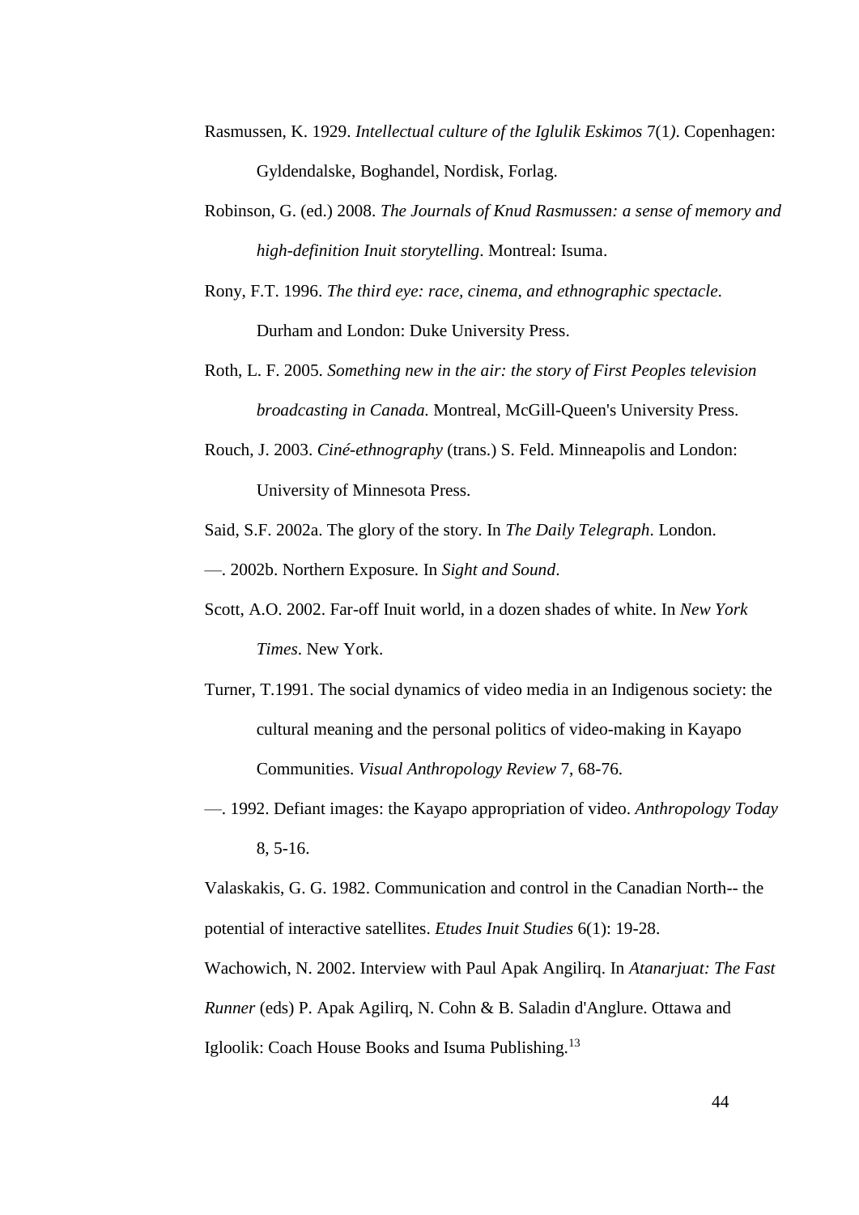Rasmussen, K. 1929. *Intellectual culture of the Iglulik Eskimos* 7(1). Copenhagen: Gyldendalske, Boghandel, Nordisk, Forlag.

Robinson, G. (ed.) 2008. *The Journals of Knud Rasmussen: a sense of memory and high-definition Inuit storytelling*. Montreal: Isuma.

Rony, F.T. 1996. *The third eye: race, cinema, and ethnographic spectacle*. Durham and London: Duke University Press.

Roth, L. F. 2005. *Something new in the air: the story of First Peoples television broadcasting in Canada.* Montreal, McGill-Queen's University Press.

Rouch, J. 2003. *Ciné-ethnography* (trans.) S. Feld. Minneapolis and London: University of Minnesota Press.

Said, S.F. 2002a. The glory of the story. In *The Daily Telegraph*. London.

—. 2002b. Northern Exposure. In *Sight and Sound*.

Scott, A.O. 2002. Far-off Inuit world, in a dozen shades of white. In *New York Times*. New York.

Turner, T.1991. The social dynamics of video media in an Indigenous society: the cultural meaning and the personal politics of video-making in Kayapo Communities. *Visual Anthropology Review* 7, 68-76.

—. 1992. Defiant images: the Kayapo appropriation of video. *Anthropology Today* 8, 5-16.

Valaskakis, G. G. 1982. Communication and control in the Canadian North-- the potential of interactive satellites. *Etudes Inuit Studies* 6(1): 19-28.

Wachowich, N. 2002. Interview with Paul Apak Angilirq. In *Atanarjuat: The Fast Runner* (eds) P. Apak Agilirq, N. Cohn & B. Saladin d'Anglure. Ottawa and Igloolik: Coach House Books and Isuma Publishing.[13]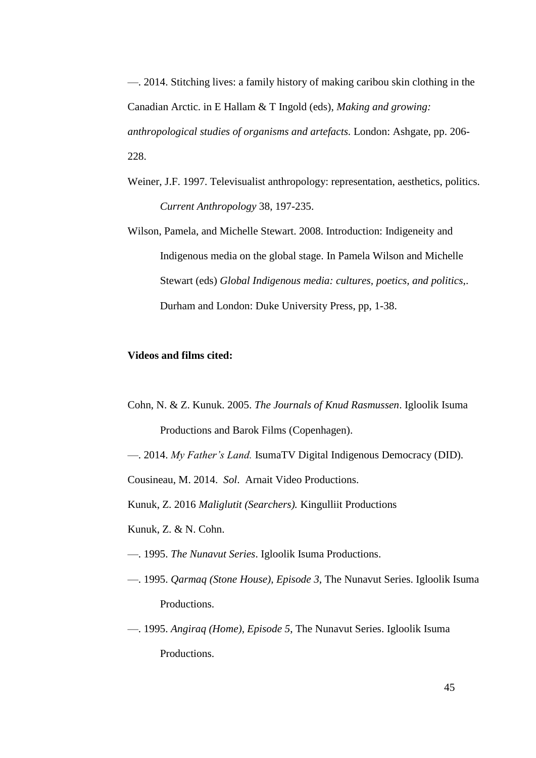—. 2014. Stitching lives: a family history of making caribou skin clothing in the Canadian Arctic. in E Hallam & T Ingold (eds), *Making and growing: anthropological studies of organisms and artefacts.* London: Ashgate, pp. 206-228.

Weiner, J.F. 1997. Televisualist anthropology: representation, aesthetics, politics. *Current Anthropology* 38, 197-235.

Wilson, Pamela, and Michelle Stewart. 2008. Introduction: Indigeneity and Indigenous media on the global stage. In Pamela Wilson and Michelle Stewart (eds) *Global Indigenous media: cultures, poetics, and politics,*. Durham and London: Duke University Press, pp, 1-38.

**Videos and films cited:**

Cohn, N. & Z. Kunuk. 2005. *The Journals of Knud Rasmussen*. Igloolik Isuma Productions and Barok Films (Copenhagen).

—. 2014. *My Father's Land.* IsumaTV Digital Indigenous Democracy (DID).

Cousineau, M. 2014. *Sol*. Arnait Video Productions.

Kunuk, Z. 2016 *Maliglutit (Searchers).* Kingulliit Productions

Kunuk, Z. & N. Cohn.

—. 1995. *The Nunavut Series*. Igloolik Isuma Productions.

—. 1995. *Qarmaq (Stone House), Episode 3*, The Nunavut Series. Igloolik Isuma Productions.

—. 1995. *Angiraq (Home), Episode 5*, The Nunavut Series. Igloolik Isuma Productions.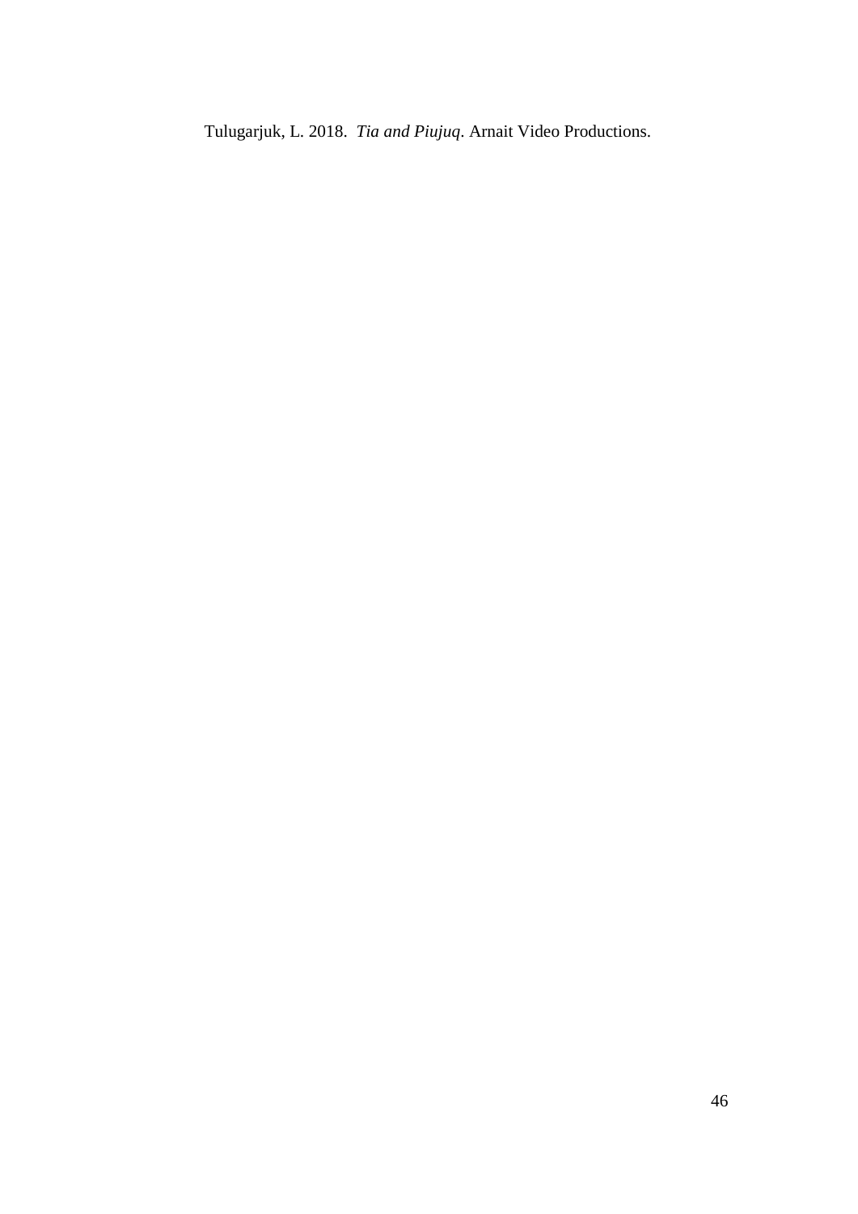Tulugarjuk, L. 2018. *Tia and Piujuq*. Arnait Video Productions.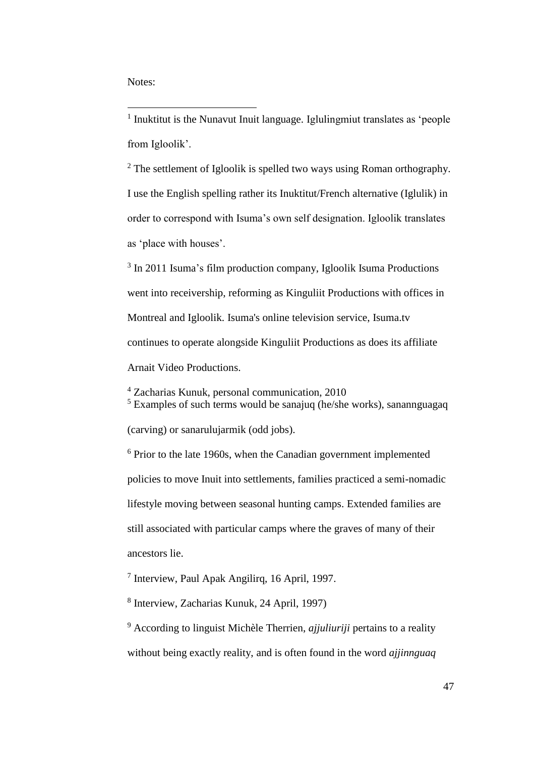Notes:

[1] Inuktitut is the Nunavut Inuit language. Iglulingmiut translates as ‘people from Igloolik’.

[2] The settlement of Igloolik is spelled two ways using Roman orthography. I use the English spelling rather its Inuktitut/French alternative (Iglulik) in order to correspond with Isuma’s own self designation. Igloolik translates as ‘place with houses’.

[3] In 2011 Isuma’s film production company, Igloolik Isuma Productions went into receivership, reforming as Kinguliit Productions with offices in Montreal and Igloolik. Isuma's online television service, Isuma.tv continues to operate alongside Kinguliit Productions as does its affiliate Arnait Video Productions.

[4] Zacharias Kunuk, personal communication, 2010

[5] Examples of such terms would be sanajuq (he/she works), sanannguagaq (carving) or sanarulujarmik (odd jobs).

[6] Prior to the late 1960s, when the Canadian government implemented policies to move Inuit into settlements, families practiced a semi-nomadic lifestyle moving between seasonal hunting camps. Extended families are still associated with particular camps where the graves of many of their ancestors lie.

[7] Interview, Paul Apak Angilirq, 16 April, 1997.

[8] Interview, Zacharias Kunuk, 24 April, 1997)

[9] According to linguist Michèle Therrien, *ajjuliuriji* pertains to a reality without being exactly reality, and is often found in the word *ajjinnguaq*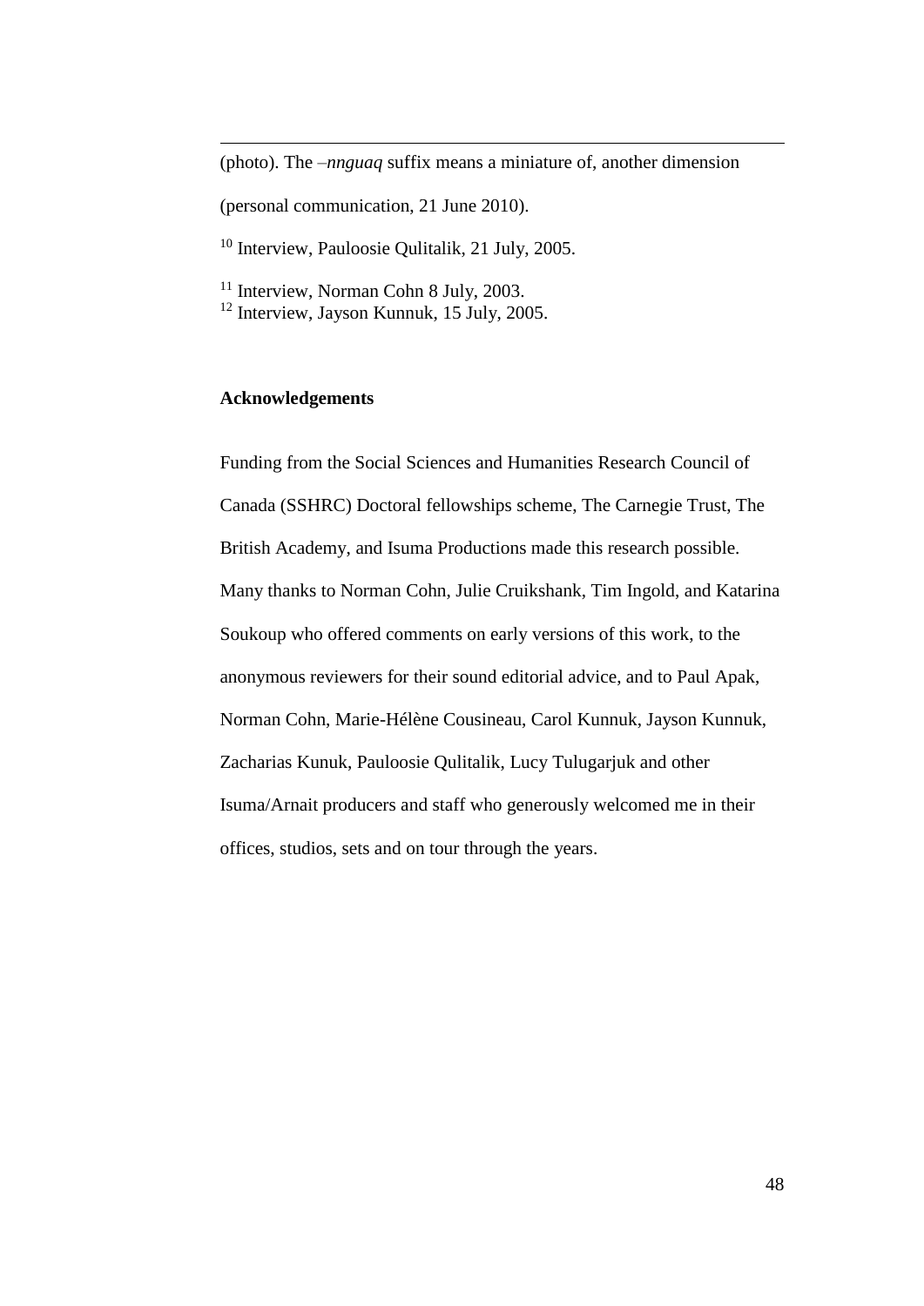(photo). The –*nnguaq* suffix means a miniature of, another dimension (personal communication, 21 June 2010).

[10] Interview, Pauloosie Qulitalik, 21 July, 2005.

[11] Interview, Norman Cohn 8 July, 2003.

[12] Interview, Jayson Kunnuk, 15 July, 2005.

**Acknowledgements**

Funding from the Social Sciences and Humanities Research Council of Canada (SSHRC) Doctoral fellowships scheme, The Carnegie Trust, The British Academy, and Isuma Productions made this research possible. Many thanks to Norman Cohn, Julie Cruikshank, Tim Ingold, and Katarina Soukoup who offered comments on early versions of this work, to the anonymous reviewers for their sound editorial advice, and to Paul Apak, Norman Cohn, Marie-Hélène Cousineau, Carol Kunnuk, Jayson Kunnuk, Zacharias Kunuk, Pauloosie Qulitalik, Lucy Tulugarjuk and other Isuma/Arnait producers and staff who generously welcomed me in their offices, studios, sets and on tour through the years.